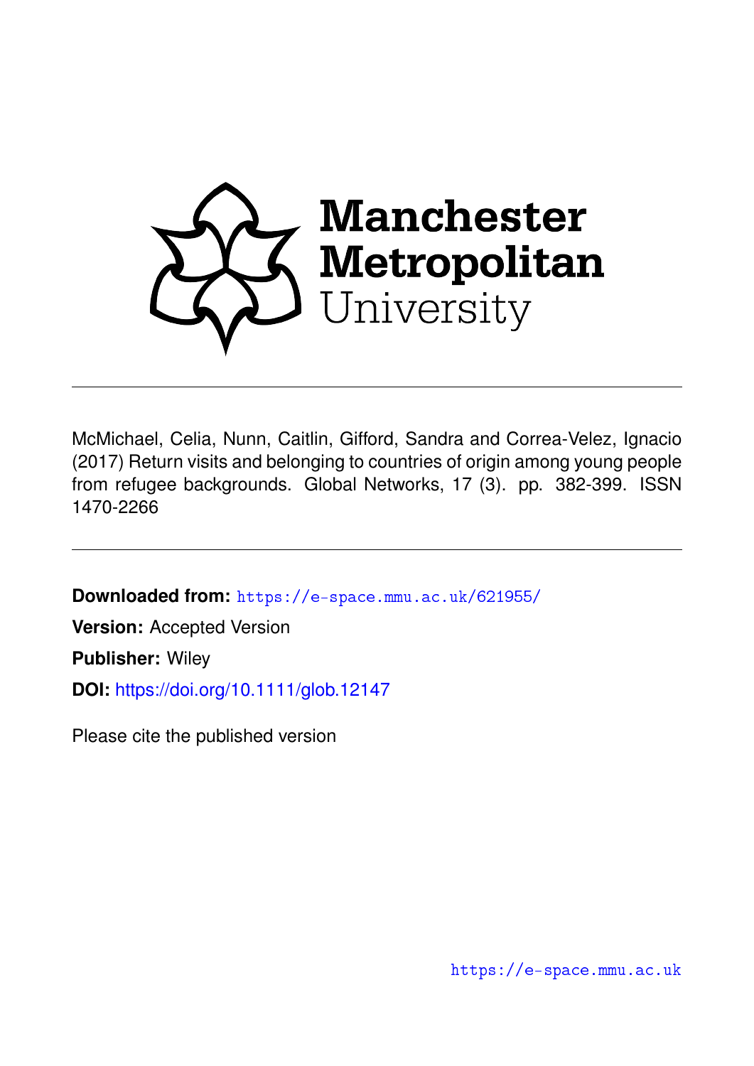Manchester Metropolitan University

McMichael, Celia, Nunn, Caitlin, Gifford, Sandra and Correa-Velez, Ignacio (2017) Return visits and belonging to countries of origin among young people from refugee backgrounds. Global Networks, 17 (3). pp. 382-399. ISSN 1470-2266

**Downloaded from:** https://e-space.mmu.ac.uk/621955/

**Version:** Accepted Version

**Publisher:** Wiley

**DOI:** https://doi.org/10.1111/glob.12147

Please cite the published version

https://e-space.mmu.ac.uk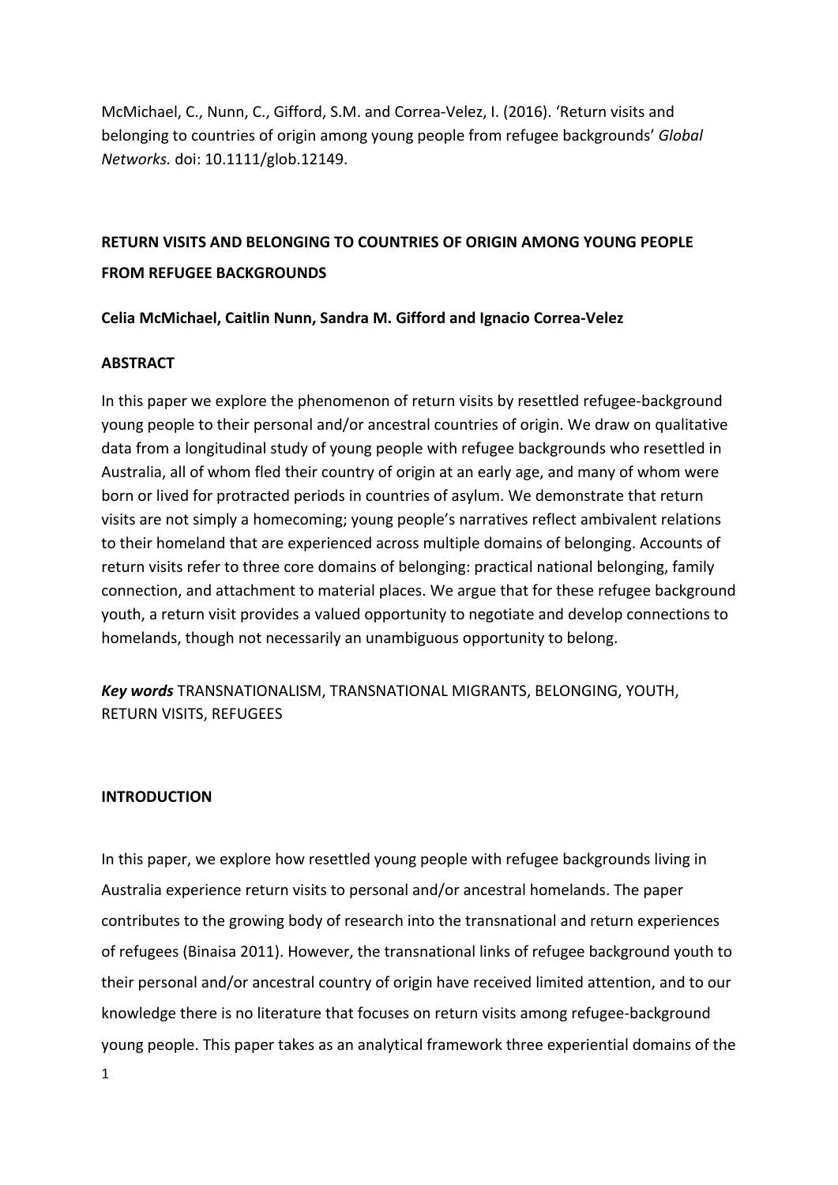McMichael, C., Nunn, C., Gifford, S.M. and Correa-Velez, I. (2016). 'Return visits and belonging to countries of origin among young people from refugee backgrounds' *Global Networks.* doi: 10.1111/glob.12149.

# RETURN VISITS AND BELONGING TO COUNTRIES OF ORIGIN AMONG YOUNG PEOPLE FROM REFUGEE BACKGROUNDS

**Celia McMichael, Caitlin Nunn, Sandra M. Gifford and Ignacio Correa-Velez**

## ABSTRACT

In this paper we explore the phenomenon of return visits by resettled refugee-background young people to their personal and/or ancestral countries of origin. We draw on qualitative data from a longitudinal study of young people with refugee backgrounds who resettled in Australia, all of whom fled their country of origin at an early age, and many of whom were born or lived for protracted periods in countries of asylum. We demonstrate that return visits are not simply a homecoming; young people's narratives reflect ambivalent relations to their homeland that are experienced across multiple domains of belonging. Accounts of return visits refer to three core domains of belonging: practical national belonging, family connection, and attachment to material places. We argue that for these refugee background youth, a return visit provides a valued opportunity to negotiate and develop connections to homelands, though not necessarily an unambiguous opportunity to belong.

***Key words*** TRANSNATIONALISM, TRANSNATIONAL MIGRANTS, BELONGING, YOUTH, RETURN VISITS, REFUGEES

## INTRODUCTION

In this paper, we explore how resettled young people with refugee backgrounds living in Australia experience return visits to personal and/or ancestral homelands. The paper contributes to the growing body of research into the transnational and return experiences of refugees (Binaisa 2011). However, the transnational links of refugee background youth to their personal and/or ancestral country of origin have received limited attention, and to our knowledge there is no literature that focuses on return visits among refugee-background young people. This paper takes as an analytical framework three experiential domains of the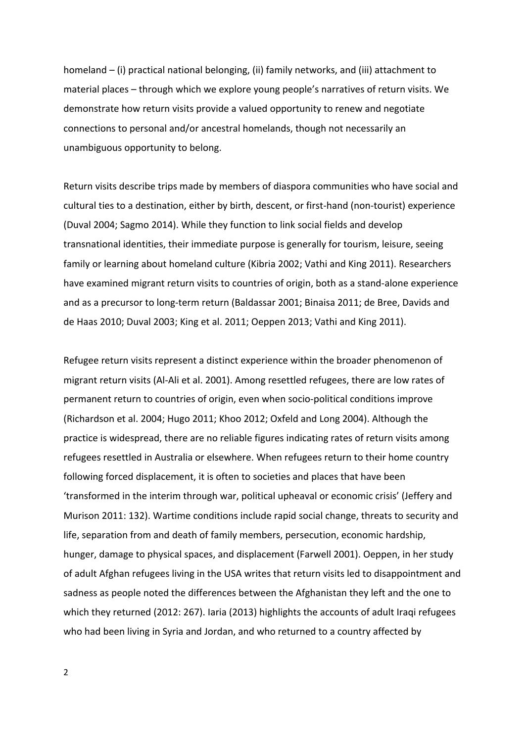homeland – (i) practical national belonging, (ii) family networks, and (iii) attachment to material places – through which we explore young people's narratives of return visits. We demonstrate how return visits provide a valued opportunity to renew and negotiate connections to personal and/or ancestral homelands, though not necessarily an unambiguous opportunity to belong.

Return visits describe trips made by members of diaspora communities who have social and cultural ties to a destination, either by birth, descent, or first-hand (non-tourist) experience (Duval 2004; Sagmo 2014). While they function to link social fields and develop transnational identities, their immediate purpose is generally for tourism, leisure, seeing family or learning about homeland culture (Kibria 2002; Vathi and King 2011). Researchers have examined migrant return visits to countries of origin, both as a stand-alone experience and as a precursor to long-term return (Baldassar 2001; Binaisa 2011; de Bree, Davids and de Haas 2010; Duval 2003; King et al. 2011; Oeppen 2013; Vathi and King 2011).

Refugee return visits represent a distinct experience within the broader phenomenon of migrant return visits (Al-Ali et al. 2001). Among resettled refugees, there are low rates of permanent return to countries of origin, even when socio-political conditions improve (Richardson et al. 2004; Hugo 2011; Khoo 2012; Oxfeld and Long 2004). Although the practice is widespread, there are no reliable figures indicating rates of return visits among refugees resettled in Australia or elsewhere. When refugees return to their home country following forced displacement, it is often to societies and places that have been 'transformed in the interim through war, political upheaval or economic crisis' (Jeffery and Murison 2011: 132). Wartime conditions include rapid social change, threats to security and life, separation from and death of family members, persecution, economic hardship, hunger, damage to physical spaces, and displacement (Farwell 2001). Oeppen, in her study of adult Afghan refugees living in the USA writes that return visits led to disappointment and sadness as people noted the differences between the Afghanistan they left and the one to which they returned (2012: 267). Iaria (2013) highlights the accounts of adult Iraqi refugees who had been living in Syria and Jordan, and who returned to a country affected by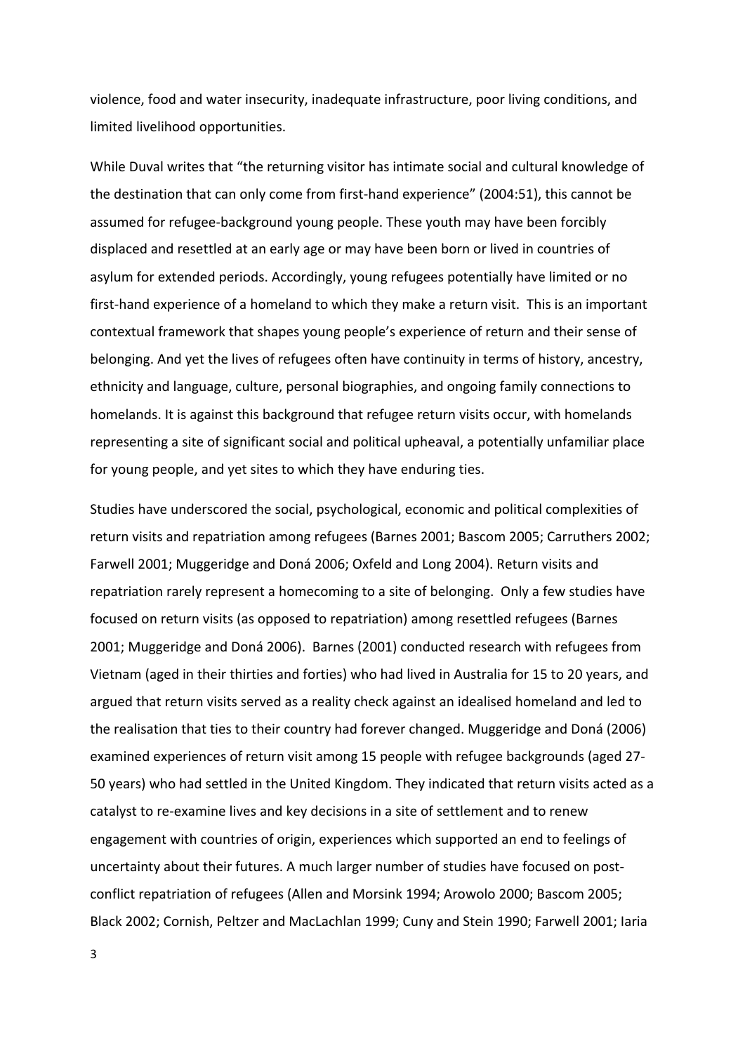violence, food and water insecurity, inadequate infrastructure, poor living conditions, and limited livelihood opportunities.

While Duval writes that "the returning visitor has intimate social and cultural knowledge of the destination that can only come from first-hand experience" (2004:51), this cannot be assumed for refugee-background young people. These youth may have been forcibly displaced and resettled at an early age or may have been born or lived in countries of asylum for extended periods. Accordingly, young refugees potentially have limited or no first-hand experience of a homeland to which they make a return visit. This is an important contextual framework that shapes young people's experience of return and their sense of belonging. And yet the lives of refugees often have continuity in terms of history, ancestry, ethnicity and language, culture, personal biographies, and ongoing family connections to homelands. It is against this background that refugee return visits occur, with homelands representing a site of significant social and political upheaval, a potentially unfamiliar place for young people, and yet sites to which they have enduring ties.

Studies have underscored the social, psychological, economic and political complexities of return visits and repatriation among refugees (Barnes 2001; Bascom 2005; Carruthers 2002; Farwell 2001; Muggeridge and Doná 2006; Oxfeld and Long 2004). Return visits and repatriation rarely represent a homecoming to a site of belonging. Only a few studies have focused on return visits (as opposed to repatriation) among resettled refugees (Barnes 2001; Muggeridge and Doná 2006). Barnes (2001) conducted research with refugees from Vietnam (aged in their thirties and forties) who had lived in Australia for 15 to 20 years, and argued that return visits served as a reality check against an idealised homeland and led to the realisation that ties to their country had forever changed. Muggeridge and Doná (2006) examined experiences of return visit among 15 people with refugee backgrounds (aged 27-50 years) who had settled in the United Kingdom. They indicated that return visits acted as a catalyst to re-examine lives and key decisions in a site of settlement and to renew engagement with countries of origin, experiences which supported an end to feelings of uncertainty about their futures. A much larger number of studies have focused on post-conflict repatriation of refugees (Allen and Morsink 1994; Arowolo 2000; Bascom 2005; Black 2002; Cornish, Peltzer and MacLachlan 1999; Cuny and Stein 1990; Farwell 2001; Iaria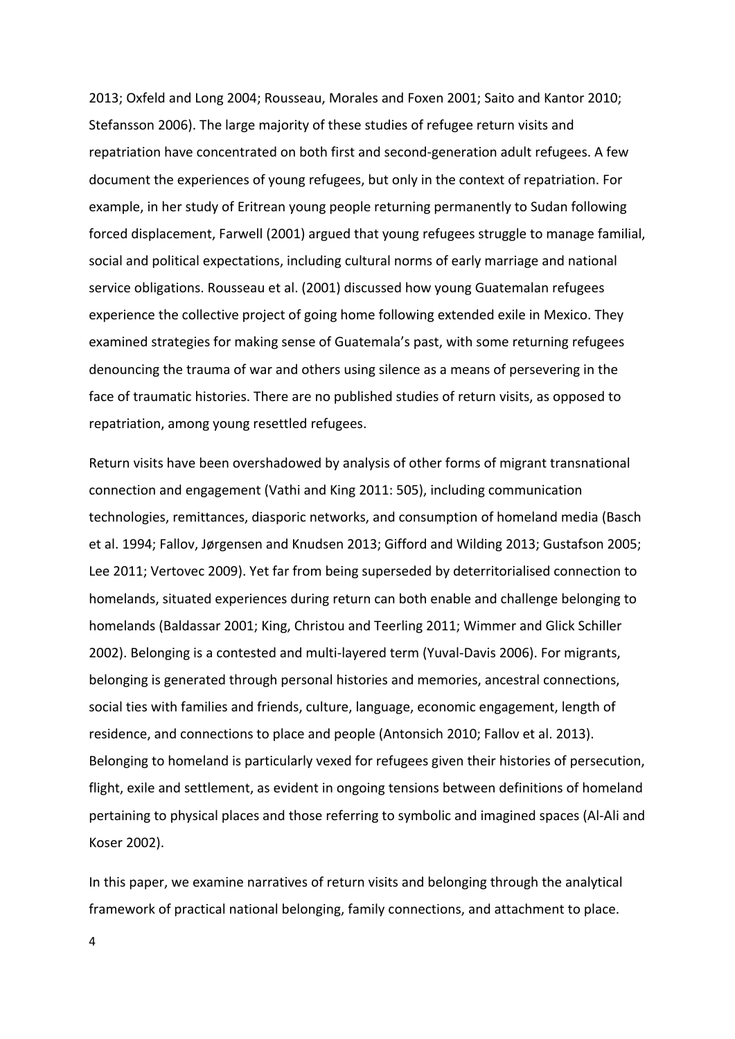2013; Oxfeld and Long 2004; Rousseau, Morales and Foxen 2001; Saito and Kantor 2010; Stefansson 2006). The large majority of these studies of refugee return visits and repatriation have concentrated on both first and second-generation adult refugees. A few document the experiences of young refugees, but only in the context of repatriation. For example, in her study of Eritrean young people returning permanently to Sudan following forced displacement, Farwell (2001) argued that young refugees struggle to manage familial, social and political expectations, including cultural norms of early marriage and national service obligations. Rousseau et al. (2001) discussed how young Guatemalan refugees experience the collective project of going home following extended exile in Mexico. They examined strategies for making sense of Guatemala's past, with some returning refugees denouncing the trauma of war and others using silence as a means of persevering in the face of traumatic histories. There are no published studies of return visits, as opposed to repatriation, among young resettled refugees.

Return visits have been overshadowed by analysis of other forms of migrant transnational connection and engagement (Vathi and King 2011: 505), including communication technologies, remittances, diasporic networks, and consumption of homeland media (Basch et al. 1994; Fallov, Jørgensen and Knudsen 2013; Gifford and Wilding 2013; Gustafson 2005; Lee 2011; Vertovec 2009). Yet far from being superseded by deterritorialised connection to homelands, situated experiences during return can both enable and challenge belonging to homelands (Baldassar 2001; King, Christou and Teerling 2011; Wimmer and Glick Schiller 2002). Belonging is a contested and multi-layered term (Yuval-Davis 2006). For migrants, belonging is generated through personal histories and memories, ancestral connections, social ties with families and friends, culture, language, economic engagement, length of residence, and connections to place and people (Antonsich 2010; Fallov et al. 2013). Belonging to homeland is particularly vexed for refugees given their histories of persecution, flight, exile and settlement, as evident in ongoing tensions between definitions of homeland pertaining to physical places and those referring to symbolic and imagined spaces (Al-Ali and Koser 2002).

In this paper, we examine narratives of return visits and belonging through the analytical framework of practical national belonging, family connections, and attachment to place.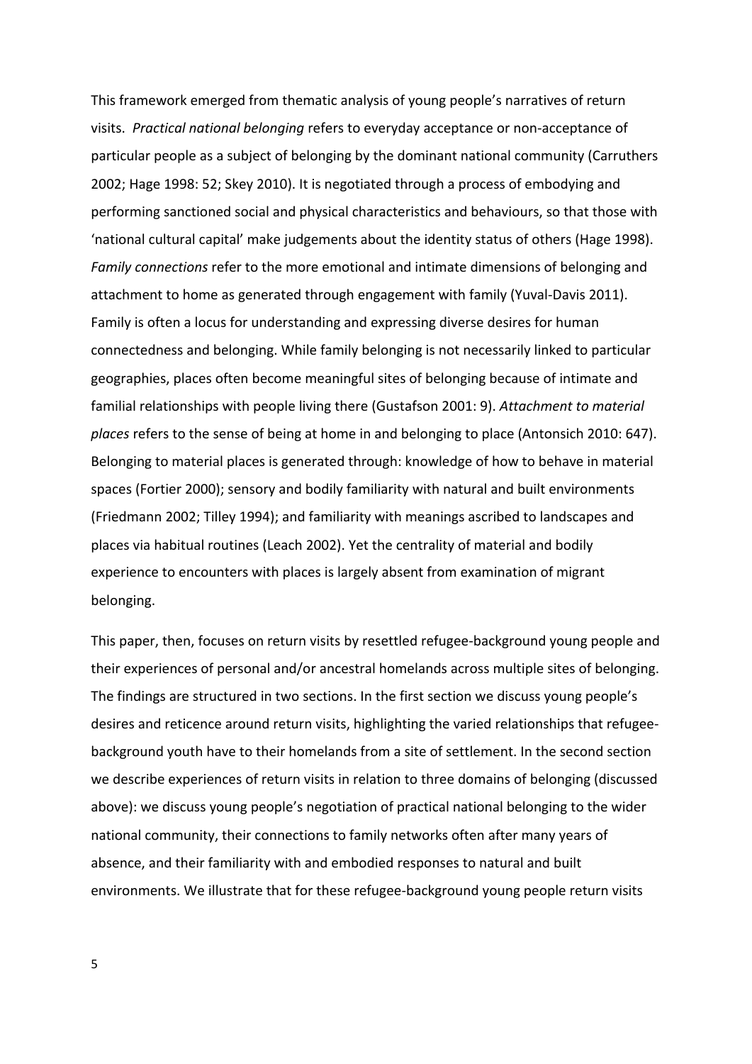This framework emerged from thematic analysis of young people's narratives of return visits. *Practical national belonging* refers to everyday acceptance or non-acceptance of particular people as a subject of belonging by the dominant national community (Carruthers 2002; Hage 1998: 52; Skey 2010). It is negotiated through a process of embodying and performing sanctioned social and physical characteristics and behaviours, so that those with 'national cultural capital' make judgements about the identity status of others (Hage 1998). *Family connections* refer to the more emotional and intimate dimensions of belonging and attachment to home as generated through engagement with family (Yuval-Davis 2011). Family is often a locus for understanding and expressing diverse desires for human connectedness and belonging. While family belonging is not necessarily linked to particular geographies, places often become meaningful sites of belonging because of intimate and familial relationships with people living there (Gustafson 2001: 9). *Attachment to material places* refers to the sense of being at home in and belonging to place (Antonsich 2010: 647). Belonging to material places is generated through: knowledge of how to behave in material spaces (Fortier 2000); sensory and bodily familiarity with natural and built environments (Friedmann 2002; Tilley 1994); and familiarity with meanings ascribed to landscapes and places via habitual routines (Leach 2002). Yet the centrality of material and bodily experience to encounters with places is largely absent from examination of migrant belonging.

This paper, then, focuses on return visits by resettled refugee-background young people and their experiences of personal and/or ancestral homelands across multiple sites of belonging. The findings are structured in two sections. In the first section we discuss young people's desires and reticence around return visits, highlighting the varied relationships that refugee-background youth have to their homelands from a site of settlement. In the second section we describe experiences of return visits in relation to three domains of belonging (discussed above): we discuss young people's negotiation of practical national belonging to the wider national community, their connections to family networks often after many years of absence, and their familiarity with and embodied responses to natural and built environments. We illustrate that for these refugee-background young people return visits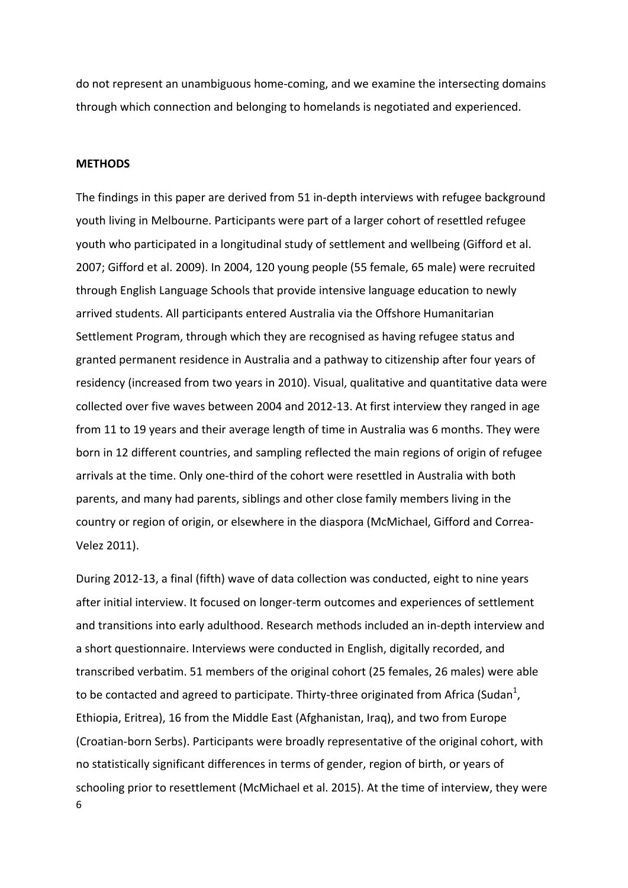do not represent an unambiguous home-coming, and we examine the intersecting domains through which connection and belonging to homelands is negotiated and experienced.

## METHODS

The findings in this paper are derived from 51 in-depth interviews with refugee background youth living in Melbourne. Participants were part of a larger cohort of resettled refugee youth who participated in a longitudinal study of settlement and wellbeing (Gifford et al. 2007; Gifford et al. 2009). In 2004, 120 young people (55 female, 65 male) were recruited through English Language Schools that provide intensive language education to newly arrived students. All participants entered Australia via the Offshore Humanitarian Settlement Program, through which they are recognised as having refugee status and granted permanent residence in Australia and a pathway to citizenship after four years of residency (increased from two years in 2010). Visual, qualitative and quantitative data were collected over five waves between 2004 and 2012-13. At first interview they ranged in age from 11 to 19 years and their average length of time in Australia was 6 months. They were born in 12 different countries, and sampling reflected the main regions of origin of refugee arrivals at the time. Only one-third of the cohort were resettled in Australia with both parents, and many had parents, siblings and other close family members living in the country or region of origin, or elsewhere in the diaspora (McMichael, Gifford and Correa-Velez 2011).

During 2012-13, a final (fifth) wave of data collection was conducted, eight to nine years after initial interview. It focused on longer-term outcomes and experiences of settlement and transitions into early adulthood. Research methods included an in-depth interview and a short questionnaire. Interviews were conducted in English, digitally recorded, and transcribed verbatim. 51 members of the original cohort (25 females, 26 males) were able to be contacted and agreed to participate. Thirty-three originated from Africa (Sudan[1], Ethiopia, Eritrea), 16 from the Middle East (Afghanistan, Iraq), and two from Europe (Croatian-born Serbs). Participants were broadly representative of the original cohort, with no statistically significant differences in terms of gender, region of birth, or years of schooling prior to resettlement (McMichael et al. 2015). At the time of interview, they were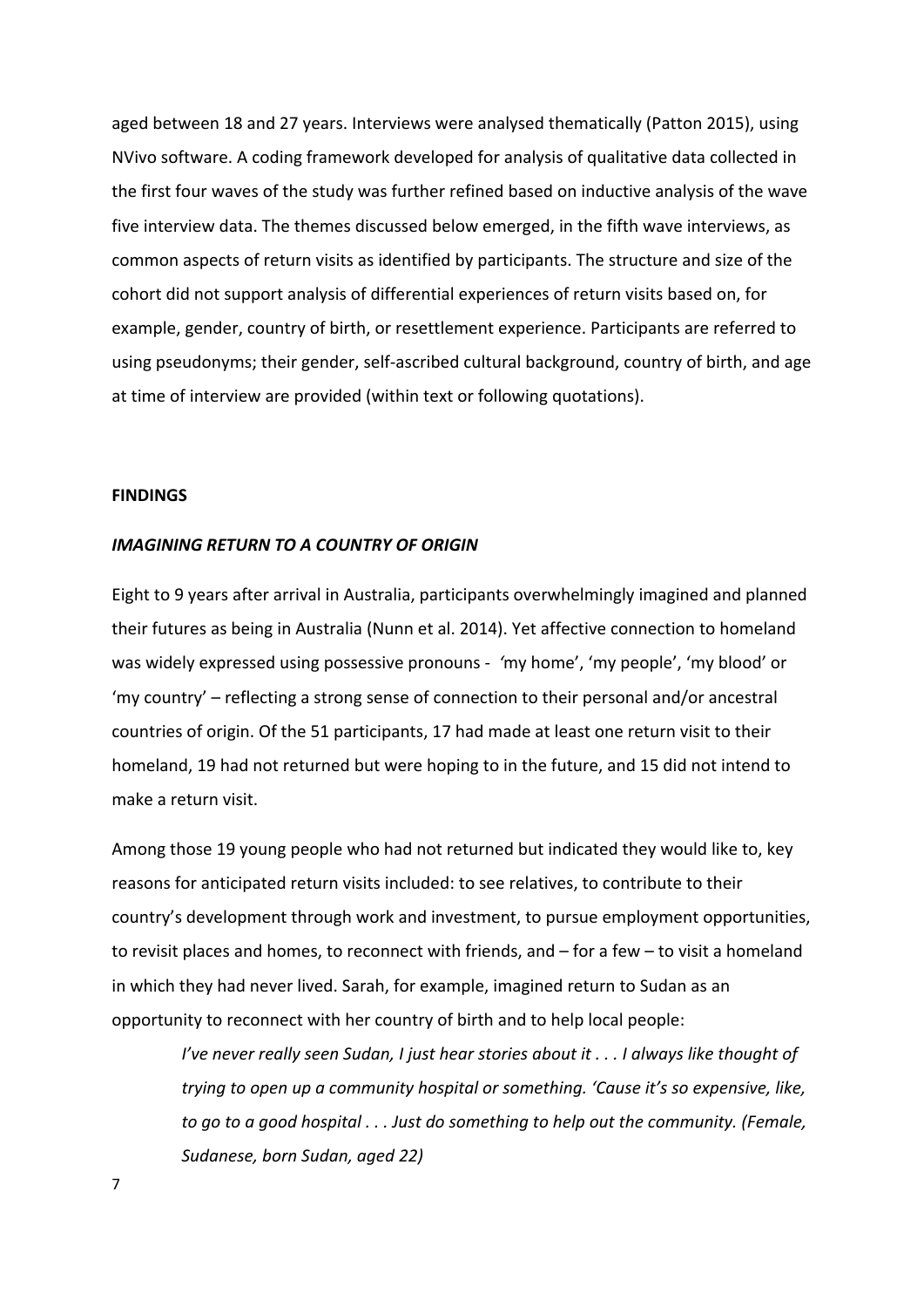aged between 18 and 27 years. Interviews were analysed thematically (Patton 2015), using NVivo software. A coding framework developed for analysis of qualitative data collected in the first four waves of the study was further refined based on inductive analysis of the wave five interview data. The themes discussed below emerged, in the fifth wave interviews, as common aspects of return visits as identified by participants. The structure and size of the cohort did not support analysis of differential experiences of return visits based on, for example, gender, country of birth, or resettlement experience. Participants are referred to using pseudonyms; their gender, self-ascribed cultural background, country of birth, and age at time of interview are provided (within text or following quotations).

## FINDINGS

### *IMAGINING RETURN TO A COUNTRY OF ORIGIN*

Eight to 9 years after arrival in Australia, participants overwhelmingly imagined and planned their futures as being in Australia (Nunn et al. 2014). Yet affective connection to homeland was widely expressed using possessive pronouns - 'my home', 'my people', 'my blood' or 'my country' – reflecting a strong sense of connection to their personal and/or ancestral countries of origin. Of the 51 participants, 17 had made at least one return visit to their homeland, 19 had not returned but were hoping to in the future, and 15 did not intend to make a return visit.

Among those 19 young people who had not returned but indicated they would like to, key reasons for anticipated return visits included: to see relatives, to contribute to their country's development through work and investment, to pursue employment opportunities, to revisit places and homes, to reconnect with friends, and – for a few – to visit a homeland in which they had never lived. Sarah, for example, imagined return to Sudan as an opportunity to reconnect with her country of birth and to help local people:

> *I've never really seen Sudan, I just hear stories about it . . . I always like thought of trying to open up a community hospital or something. 'Cause it's so expensive, like, to go to a good hospital . . . Just do something to help out the community. (Female, Sudanese, born Sudan, aged 22)*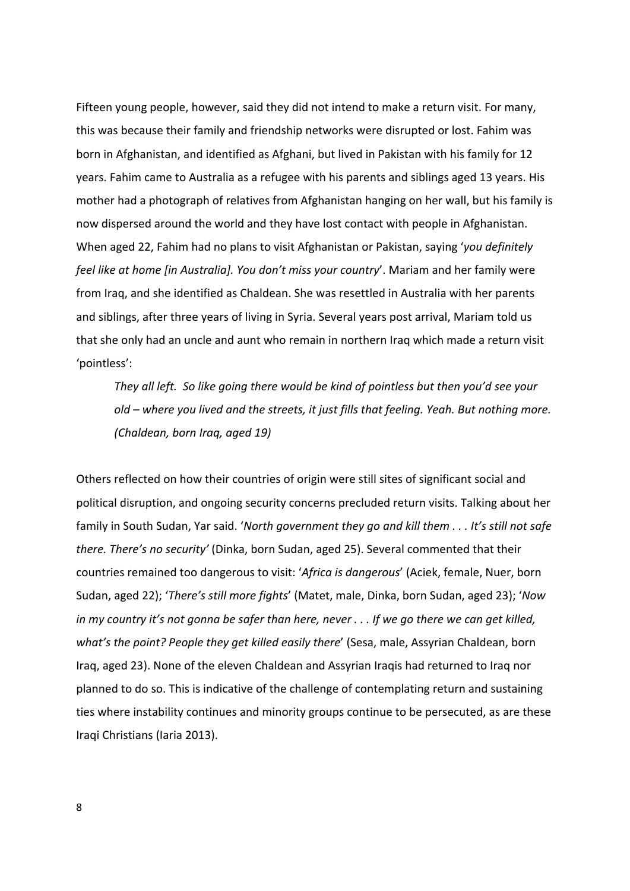Fifteen young people, however, said they did not intend to make a return visit. For many, this was because their family and friendship networks were disrupted or lost. Fahim was born in Afghanistan, and identified as Afghani, but lived in Pakistan with his family for 12 years. Fahim came to Australia as a refugee with his parents and siblings aged 13 years. His mother had a photograph of relatives from Afghanistan hanging on her wall, but his family is now dispersed around the world and they have lost contact with people in Afghanistan. When aged 22, Fahim had no plans to visit Afghanistan or Pakistan, saying '*you definitely feel like at home [in Australia]. You don't miss your country*'. Mariam and her family were from Iraq, and she identified as Chaldean. She was resettled in Australia with her parents and siblings, after three years of living in Syria. Several years post arrival, Mariam told us that she only had an uncle and aunt who remain in northern Iraq which made a return visit 'pointless':

> *They all left. So like going there would be kind of pointless but then you'd see your old – where you lived and the streets, it just fills that feeling. Yeah. But nothing more. (Chaldean, born Iraq, aged 19)*

Others reflected on how their countries of origin were still sites of significant social and political disruption, and ongoing security concerns precluded return visits. Talking about her family in South Sudan, Yar said. '*North government they go and kill them . . . It's still not safe there. There's no security'* (Dinka, born Sudan, aged 25). Several commented that their countries remained too dangerous to visit: '*Africa is dangerous*' (Aciek, female, Nuer, born Sudan, aged 22); '*There's still more fights*' (Matet, male, Dinka, born Sudan, aged 23); '*Now in my country it's not gonna be safer than here, never . . . If we go there we can get killed, what's the point? People they get killed easily there*' (Sesa, male, Assyrian Chaldean, born Iraq, aged 23). None of the eleven Chaldean and Assyrian Iraqis had returned to Iraq nor planned to do so. This is indicative of the challenge of contemplating return and sustaining ties where instability continues and minority groups continue to be persecuted, as are these Iraqi Christians (Iaria 2013).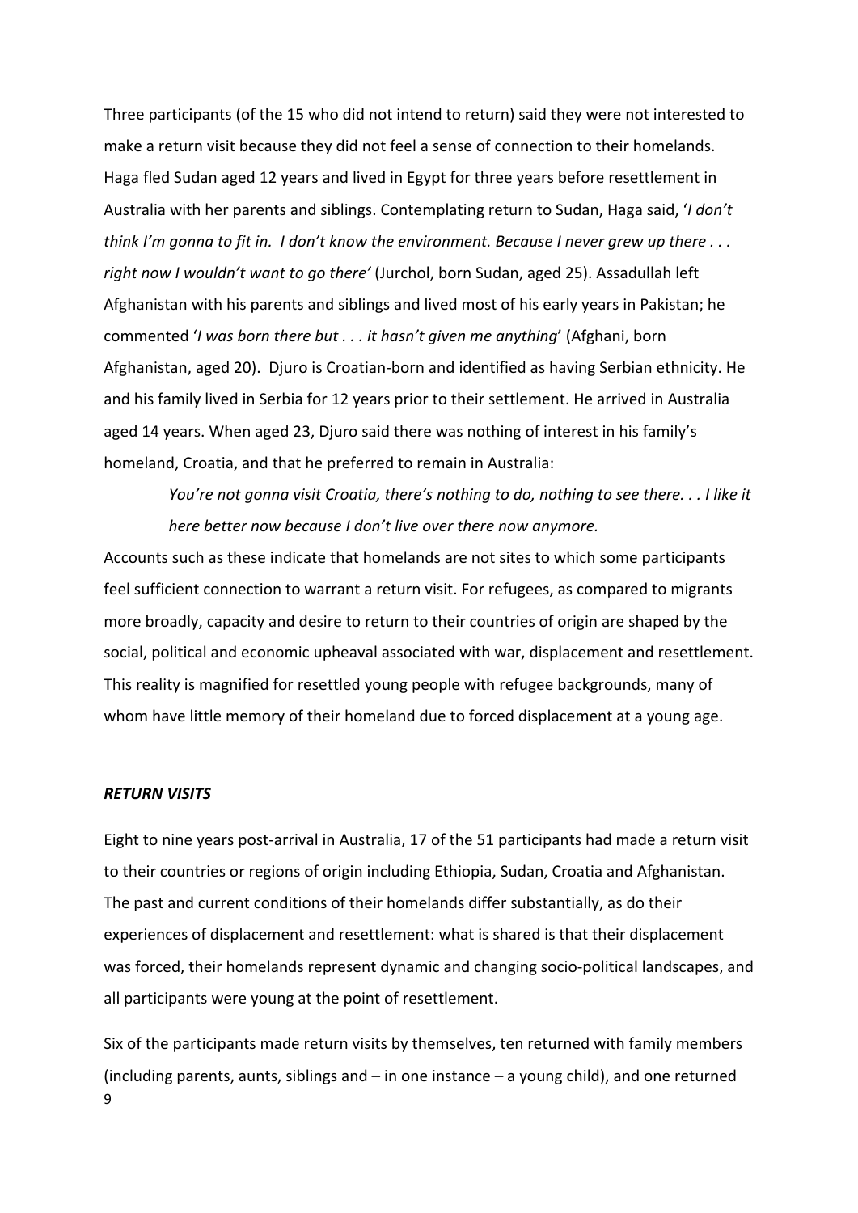Three participants (of the 15 who did not intend to return) said they were not interested to make a return visit because they did not feel a sense of connection to their homelands. Haga fled Sudan aged 12 years and lived in Egypt for three years before resettlement in Australia with her parents and siblings. Contemplating return to Sudan, Haga said, '*I don't think I'm gonna to fit in. I don't know the environment. Because I never grew up there . . . right now I wouldn't want to go there'* (Jurchol, born Sudan, aged 25). Assadullah left Afghanistan with his parents and siblings and lived most of his early years in Pakistan; he commented '*I was born there but . . . it hasn't given me anything*' (Afghani, born Afghanistan, aged 20). Djuro is Croatian-born and identified as having Serbian ethnicity. He and his family lived in Serbia for 12 years prior to their settlement. He arrived in Australia aged 14 years. When aged 23, Djuro said there was nothing of interest in his family's homeland, Croatia, and that he preferred to remain in Australia:

> *You're not gonna visit Croatia, there's nothing to do, nothing to see there. . . I like it here better now because I don't live over there now anymore.*

Accounts such as these indicate that homelands are not sites to which some participants feel sufficient connection to warrant a return visit. For refugees, as compared to migrants more broadly, capacity and desire to return to their countries of origin are shaped by the social, political and economic upheaval associated with war, displacement and resettlement. This reality is magnified for resettled young people with refugee backgrounds, many of whom have little memory of their homeland due to forced displacement at a young age.

## *RETURN VISITS*

Eight to nine years post-arrival in Australia, 17 of the 51 participants had made a return visit to their countries or regions of origin including Ethiopia, Sudan, Croatia and Afghanistan. The past and current conditions of their homelands differ substantially, as do their experiences of displacement and resettlement: what is shared is that their displacement was forced, their homelands represent dynamic and changing socio-political landscapes, and all participants were young at the point of resettlement.

Six of the participants made return visits by themselves, ten returned with family members (including parents, aunts, siblings and – in one instance – a young child), and one returned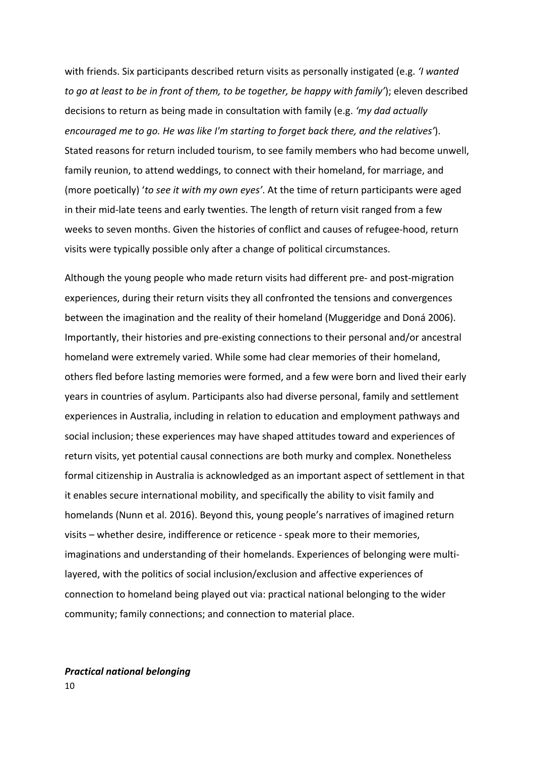with friends. Six participants described return visits as personally instigated (e.g. *'I wanted to go at least to be in front of them, to be together, be happy with family'*); eleven described decisions to return as being made in consultation with family (e.g. *'my dad actually encouraged me to go. He was like I'm starting to forget back there, and the relatives'*). Stated reasons for return included tourism, to see family members who had become unwell, family reunion, to attend weddings, to connect with their homeland, for marriage, and (more poetically) '*to see it with my own eyes'*. At the time of return participants were aged in their mid-late teens and early twenties. The length of return visit ranged from a few weeks to seven months. Given the histories of conflict and causes of refugee-hood, return visits were typically possible only after a change of political circumstances.

Although the young people who made return visits had different pre- and post-migration experiences, during their return visits they all confronted the tensions and convergences between the imagination and the reality of their homeland (Muggeridge and Doná 2006). Importantly, their histories and pre-existing connections to their personal and/or ancestral homeland were extremely varied. While some had clear memories of their homeland, others fled before lasting memories were formed, and a few were born and lived their early years in countries of asylum. Participants also had diverse personal, family and settlement experiences in Australia, including in relation to education and employment pathways and social inclusion; these experiences may have shaped attitudes toward and experiences of return visits, yet potential causal connections are both murky and complex. Nonetheless formal citizenship in Australia is acknowledged as an important aspect of settlement in that it enables secure international mobility, and specifically the ability to visit family and homelands (Nunn et al. 2016). Beyond this, young people's narratives of imagined return visits – whether desire, indifference or reticence - speak more to their memories, imaginations and understanding of their homelands. Experiences of belonging were multi-layered, with the politics of social inclusion/exclusion and affective experiences of connection to homeland being played out via: practical national belonging to the wider community; family connections; and connection to material place.

***Practical national belonging***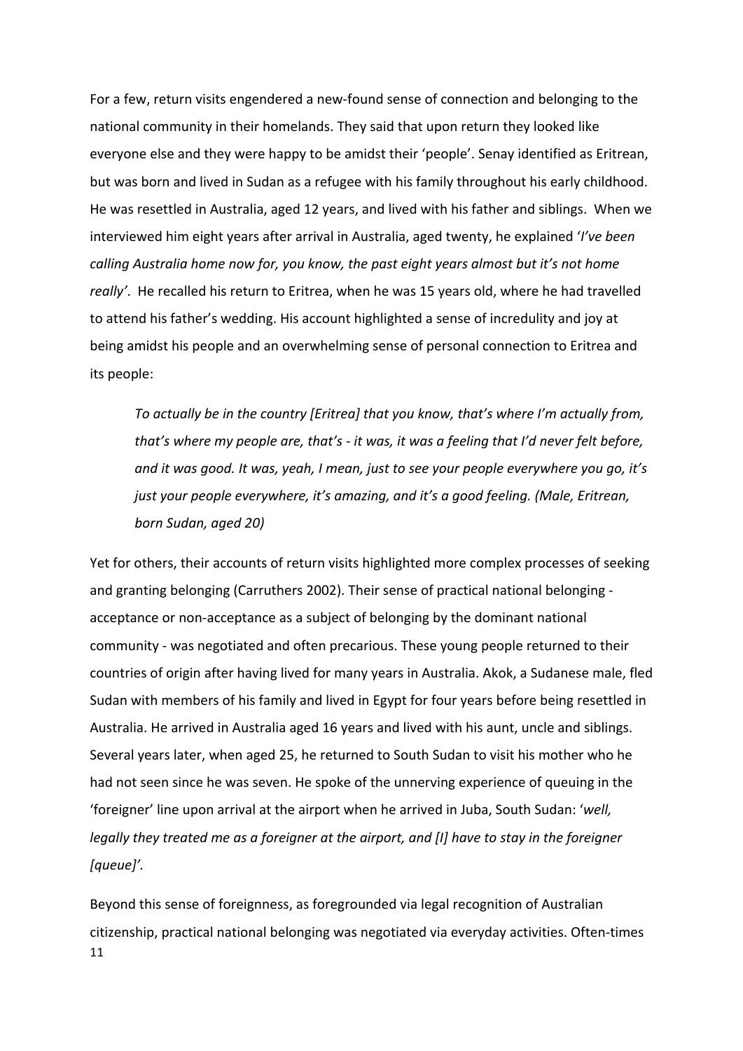For a few, return visits engendered a new-found sense of connection and belonging to the national community in their homelands. They said that upon return they looked like everyone else and they were happy to be amidst their 'people'. Senay identified as Eritrean, but was born and lived in Sudan as a refugee with his family throughout his early childhood. He was resettled in Australia, aged 12 years, and lived with his father and siblings. When we interviewed him eight years after arrival in Australia, aged twenty, he explained '*I've been calling Australia home now for, you know, the past eight years almost but it's not home really'*. He recalled his return to Eritrea, when he was 15 years old, where he had travelled to attend his father's wedding. His account highlighted a sense of incredulity and joy at being amidst his people and an overwhelming sense of personal connection to Eritrea and its people:

> *To actually be in the country [Eritrea] that you know, that's where I'm actually from, that's where my people are, that's - it was, it was a feeling that I'd never felt before, and it was good. It was, yeah, I mean, just to see your people everywhere you go, it's just your people everywhere, it's amazing, and it's a good feeling. (Male, Eritrean, born Sudan, aged 20)*

Yet for others, their accounts of return visits highlighted more complex processes of seeking and granting belonging (Carruthers 2002). Their sense of practical national belonging - acceptance or non-acceptance as a subject of belonging by the dominant national community - was negotiated and often precarious. These young people returned to their countries of origin after having lived for many years in Australia. Akok, a Sudanese male, fled Sudan with members of his family and lived in Egypt for four years before being resettled in Australia. He arrived in Australia aged 16 years and lived with his aunt, uncle and siblings. Several years later, when aged 25, he returned to South Sudan to visit his mother who he had not seen since he was seven. He spoke of the unnerving experience of queuing in the 'foreigner' line upon arrival at the airport when he arrived in Juba, South Sudan: '*well, legally they treated me as a foreigner at the airport, and [I] have to stay in the foreigner [queue]'.*

Beyond this sense of foreignness, as foregrounded via legal recognition of Australian citizenship, practical national belonging was negotiated via everyday activities. Often-times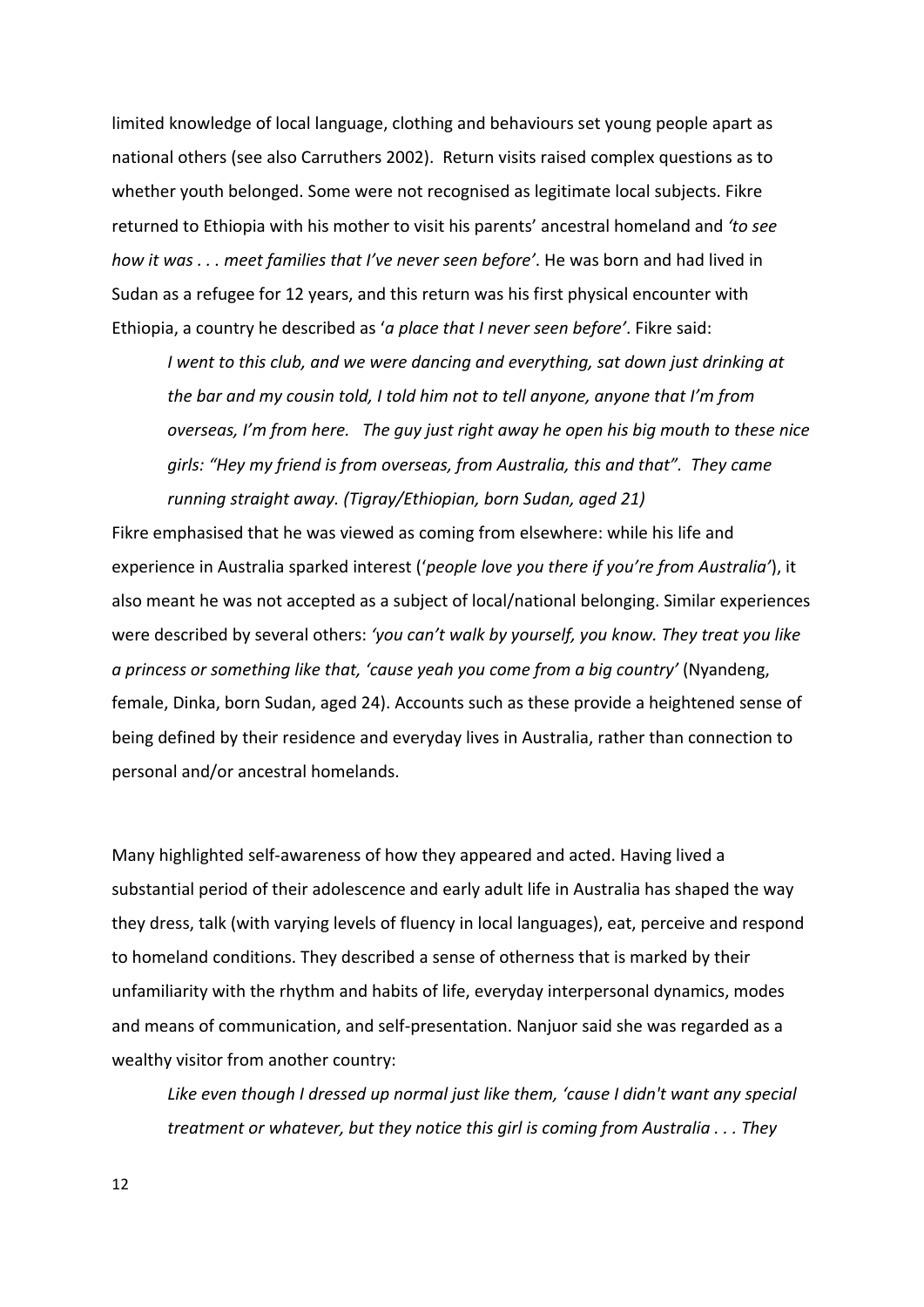limited knowledge of local language, clothing and behaviours set young people apart as national others (see also Carruthers 2002). Return visits raised complex questions as to whether youth belonged. Some were not recognised as legitimate local subjects. Fikre returned to Ethiopia with his mother to visit his parents' ancestral homeland and *'to see how it was . . . meet families that I've never seen before'*. He was born and had lived in Sudan as a refugee for 12 years, and this return was his first physical encounter with Ethiopia, a country he described as '*a place that I never seen before'*. Fikre said:

> *I went to this club, and we were dancing and everything, sat down just drinking at the bar and my cousin told, I told him not to tell anyone, anyone that I'm from overseas, I'm from here. The guy just right away he open his big mouth to these nice girls: "Hey my friend is from overseas, from Australia, this and that". They came running straight away. (Tigray/Ethiopian, born Sudan, aged 21)*

Fikre emphasised that he was viewed as coming from elsewhere: while his life and experience in Australia sparked interest ('*people love you there if you're from Australia'*), it also meant he was not accepted as a subject of local/national belonging. Similar experiences were described by several others: *'you can't walk by yourself, you know. They treat you like a princess or something like that, 'cause yeah you come from a big country'* (Nyandeng, female, Dinka, born Sudan, aged 24). Accounts such as these provide a heightened sense of being defined by their residence and everyday lives in Australia, rather than connection to personal and/or ancestral homelands.

Many highlighted self-awareness of how they appeared and acted. Having lived a substantial period of their adolescence and early adult life in Australia has shaped the way they dress, talk (with varying levels of fluency in local languages), eat, perceive and respond to homeland conditions. They described a sense of otherness that is marked by their unfamiliarity with the rhythm and habits of life, everyday interpersonal dynamics, modes and means of communication, and self-presentation. Nanjuor said she was regarded as a wealthy visitor from another country:

> *Like even though I dressed up normal just like them, 'cause I didn't want any special treatment or whatever, but they notice this girl is coming from Australia . . . They*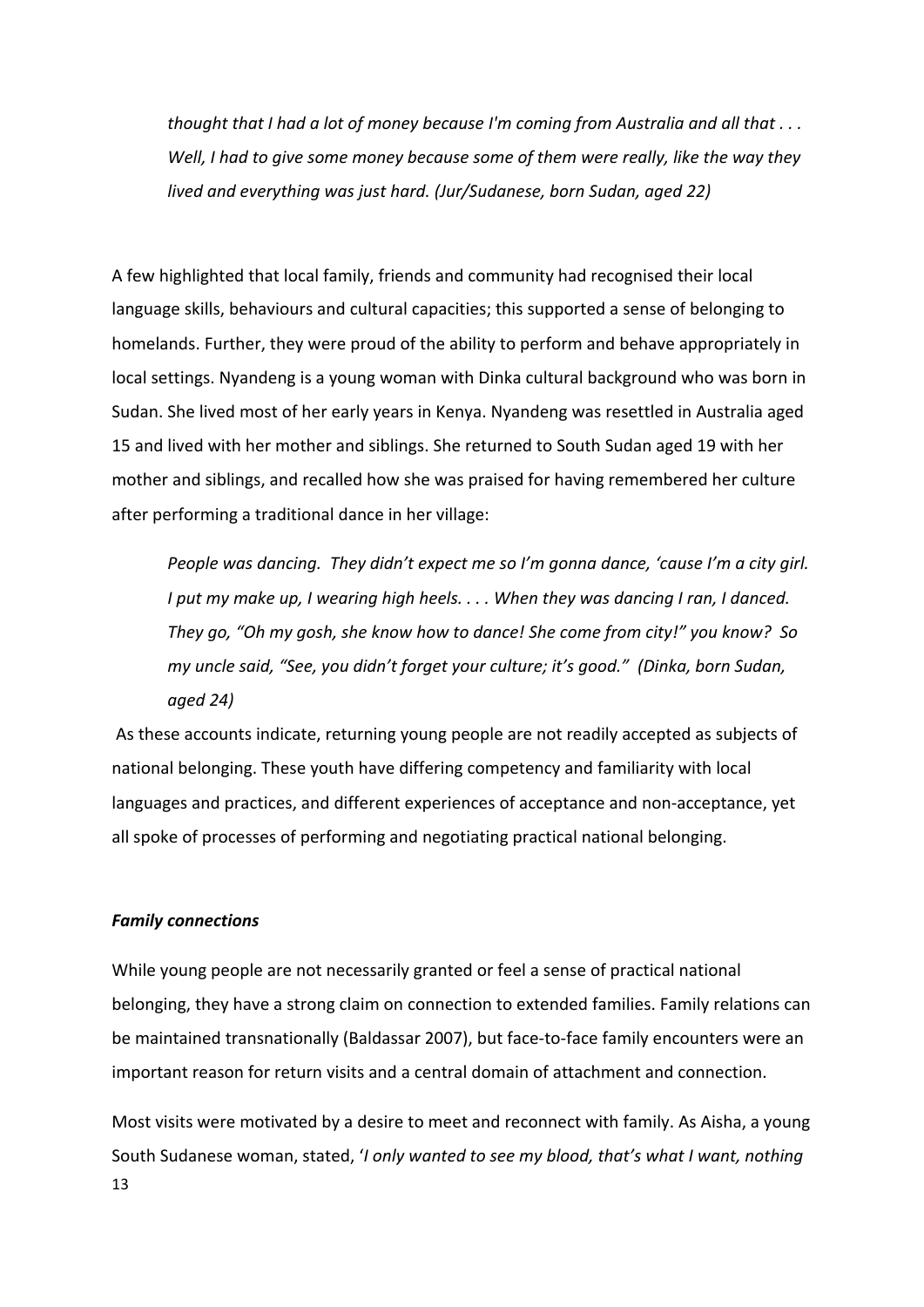*thought that I had a lot of money because I'm coming from Australia and all that . . . Well, I had to give some money because some of them were really, like the way they lived and everything was just hard. (Jur/Sudanese, born Sudan, aged 22)*

A few highlighted that local family, friends and community had recognised their local language skills, behaviours and cultural capacities; this supported a sense of belonging to homelands. Further, they were proud of the ability to perform and behave appropriately in local settings. Nyandeng is a young woman with Dinka cultural background who was born in Sudan. She lived most of her early years in Kenya. Nyandeng was resettled in Australia aged 15 and lived with her mother and siblings. She returned to South Sudan aged 19 with her mother and siblings, and recalled how she was praised for having remembered her culture after performing a traditional dance in her village:

> *People was dancing. They didn't expect me so I'm gonna dance, 'cause I'm a city girl. I put my make up, I wearing high heels. . . . When they was dancing I ran, I danced. They go, "Oh my gosh, she know how to dance! She come from city!" you know? So my uncle said, "See, you didn't forget your culture; it's good." (Dinka, born Sudan, aged 24)*

As these accounts indicate, returning young people are not readily accepted as subjects of national belonging. These youth have differing competency and familiarity with local languages and practices, and different experiences of acceptance and non-acceptance, yet all spoke of processes of performing and negotiating practical national belonging.

### ***Family connections***

While young people are not necessarily granted or feel a sense of practical national belonging, they have a strong claim on connection to extended families. Family relations can be maintained transnationally (Baldassar 2007), but face-to-face family encounters were an important reason for return visits and a central domain of attachment and connection.

Most visits were motivated by a desire to meet and reconnect with family. As Aisha, a young South Sudanese woman, stated, '*I only wanted to see my blood, that's what I want, nothing*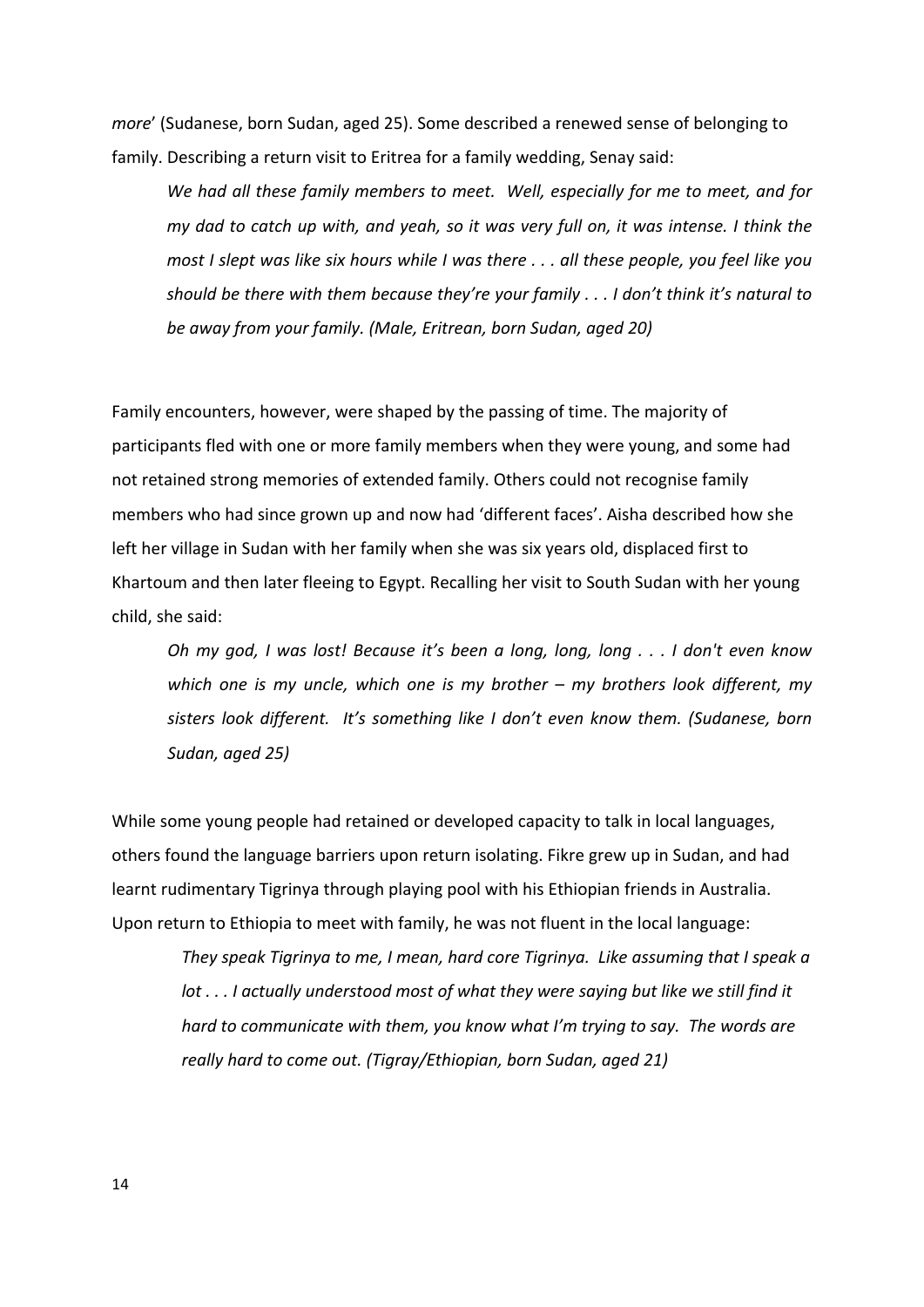*more*' (Sudanese, born Sudan, aged 25). Some described a renewed sense of belonging to family. Describing a return visit to Eritrea for a family wedding, Senay said:

> *We had all these family members to meet. Well, especially for me to meet, and for my dad to catch up with, and yeah, so it was very full on, it was intense. I think the most I slept was like six hours while I was there . . . all these people, you feel like you should be there with them because they're your family . . . I don't think it's natural to be away from your family. (Male, Eritrean, born Sudan, aged 20)*

Family encounters, however, were shaped by the passing of time. The majority of participants fled with one or more family members when they were young, and some had not retained strong memories of extended family. Others could not recognise family members who had since grown up and now had 'different faces'. Aisha described how she left her village in Sudan with her family when she was six years old, displaced first to Khartoum and then later fleeing to Egypt. Recalling her visit to South Sudan with her young child, she said:

> *Oh my god, I was lost! Because it's been a long, long, long . . . I don't even know which one is my uncle, which one is my brother – my brothers look different, my sisters look different. It's something like I don't even know them. (Sudanese, born Sudan, aged 25)*

While some young people had retained or developed capacity to talk in local languages, others found the language barriers upon return isolating. Fikre grew up in Sudan, and had learnt rudimentary Tigrinya through playing pool with his Ethiopian friends in Australia. Upon return to Ethiopia to meet with family, he was not fluent in the local language:

> *They speak Tigrinya to me, I mean, hard core Tigrinya. Like assuming that I speak a lot . . . I actually understood most of what they were saying but like we still find it hard to communicate with them, you know what I'm trying to say. The words are really hard to come out. (Tigray/Ethiopian, born Sudan, aged 21)*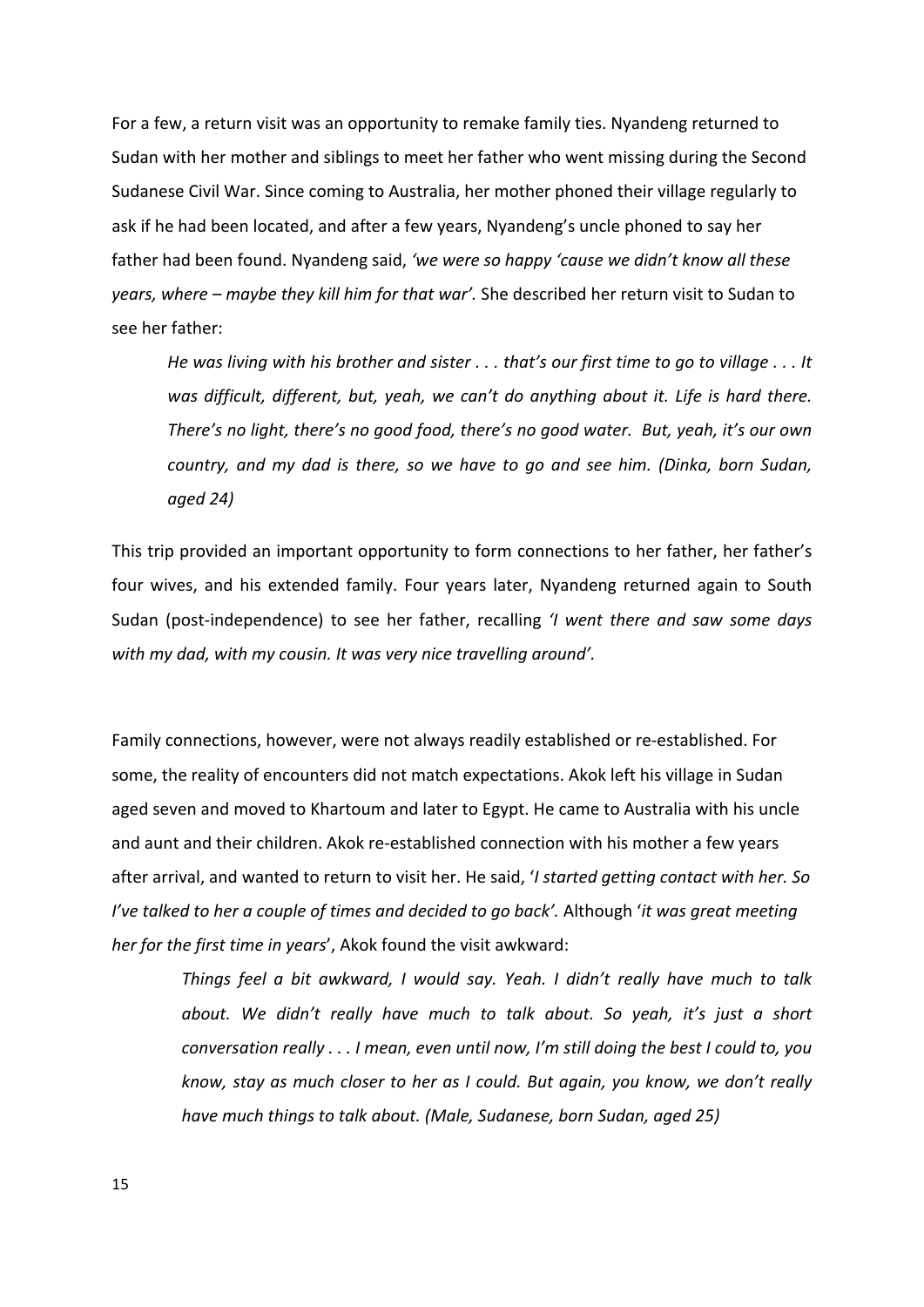For a few, a return visit was an opportunity to remake family ties. Nyandeng returned to Sudan with her mother and siblings to meet her father who went missing during the Second Sudanese Civil War. Since coming to Australia, her mother phoned their village regularly to ask if he had been located, and after a few years, Nyandeng's uncle phoned to say her father had been found. Nyandeng said, *'we were so happy 'cause we didn't know all these years, where – maybe they kill him for that war'.* She described her return visit to Sudan to see her father:

> *He was living with his brother and sister . . . that's our first time to go to village . . . It was difficult, different, but, yeah, we can't do anything about it. Life is hard there. There's no light, there's no good food, there's no good water. But, yeah, it's our own country, and my dad is there, so we have to go and see him. (Dinka, born Sudan, aged 24)*

This trip provided an important opportunity to form connections to her father, her father's four wives, and his extended family. Four years later, Nyandeng returned again to South Sudan (post-independence) to see her father, recalling *'I went there and saw some days with my dad, with my cousin. It was very nice travelling around'*.

Family connections, however, were not always readily established or re-established. For some, the reality of encounters did not match expectations. Akok left his village in Sudan aged seven and moved to Khartoum and later to Egypt. He came to Australia with his uncle and aunt and their children. Akok re-established connection with his mother a few years after arrival, and wanted to return to visit her. He said, '*I started getting contact with her. So I've talked to her a couple of times and decided to go back'.* Although '*it was great meeting her for the first time in years*', Akok found the visit awkward:

> *Things feel a bit awkward, I would say. Yeah. I didn't really have much to talk about. We didn't really have much to talk about. So yeah, it's just a short conversation really . . . I mean, even until now, I'm still doing the best I could to, you know, stay as much closer to her as I could. But again, you know, we don't really have much things to talk about. (Male, Sudanese, born Sudan, aged 25)*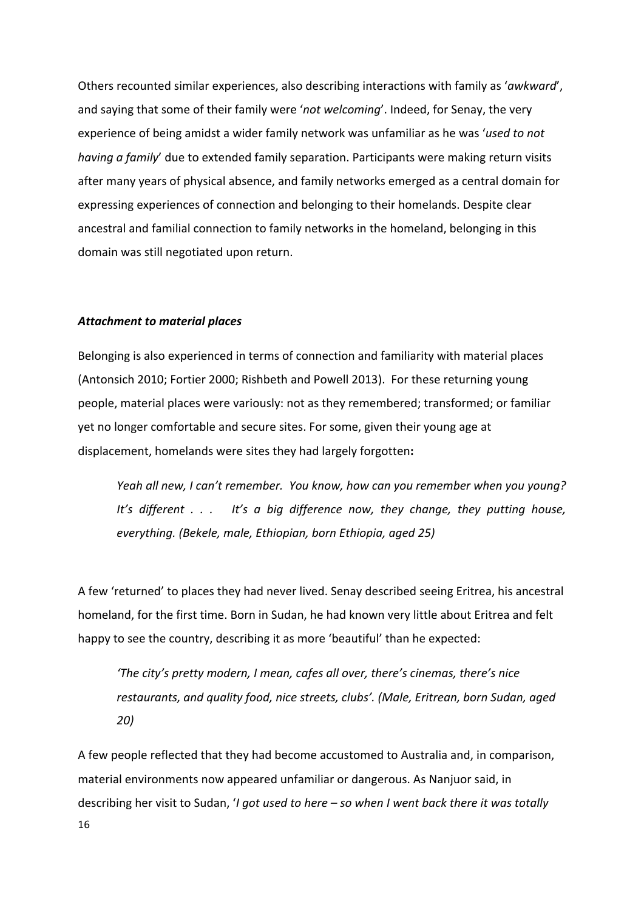Others recounted similar experiences, also describing interactions with family as '*awkward*', and saying that some of their family were '*not welcoming*'. Indeed, for Senay, the very experience of being amidst a wider family network was unfamiliar as he was '*used to not having a family*' due to extended family separation. Participants were making return visits after many years of physical absence, and family networks emerged as a central domain for expressing experiences of connection and belonging to their homelands. Despite clear ancestral and familial connection to family networks in the homeland, belonging in this domain was still negotiated upon return.

### ***Attachment to material places***

Belonging is also experienced in terms of connection and familiarity with material places (Antonsich 2010; Fortier 2000; Rishbeth and Powell 2013). For these returning young people, material places were variously: not as they remembered; transformed; or familiar yet no longer comfortable and secure sites. For some, given their young age at displacement, homelands were sites they had largely forgotten**:**

> *Yeah all new, I can't remember. You know, how can you remember when you young? It's different . . . It's a big difference now, they change, they putting house, everything. (Bekele, male, Ethiopian, born Ethiopia, aged 25)*

A few 'returned' to places they had never lived. Senay described seeing Eritrea, his ancestral homeland, for the first time. Born in Sudan, he had known very little about Eritrea and felt happy to see the country, describing it as more 'beautiful' than he expected:

> *'The city's pretty modern, I mean, cafes all over, there's cinemas, there's nice restaurants, and quality food, nice streets, clubs'. (Male, Eritrean, born Sudan, aged 20)*

A few people reflected that they had become accustomed to Australia and, in comparison, material environments now appeared unfamiliar or dangerous. As Nanjuor said, in describing her visit to Sudan, '*I got used to here – so when I went back there it was totally*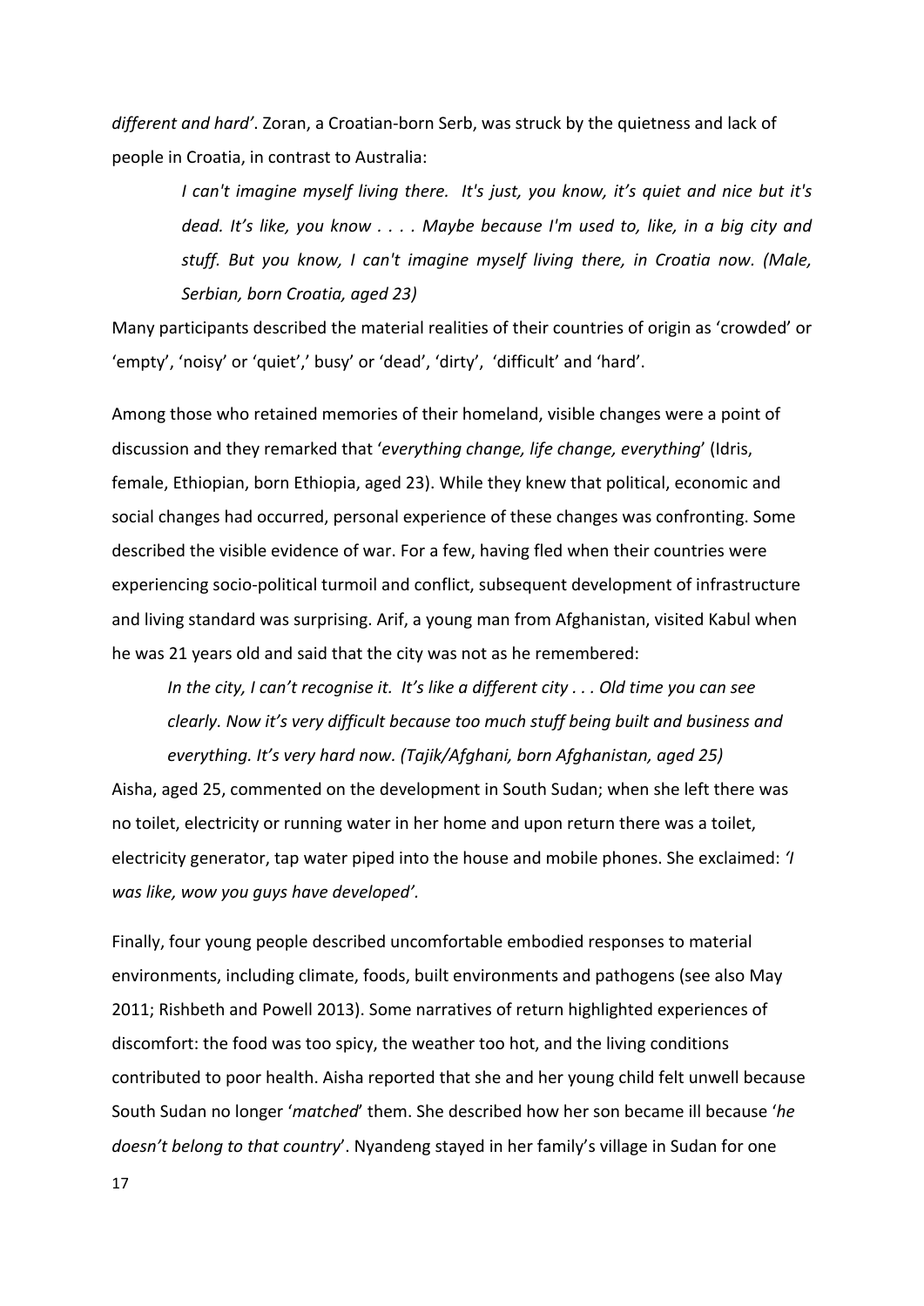*different and hard'*. Zoran, a Croatian-born Serb, was struck by the quietness and lack of people in Croatia, in contrast to Australia:

> *I can't imagine myself living there. It's just, you know, it's quiet and nice but it's dead. It's like, you know . . . . Maybe because I'm used to, like, in a big city and stuff. But you know, I can't imagine myself living there, in Croatia now. (Male, Serbian, born Croatia, aged 23)*

Many participants described the material realities of their countries of origin as 'crowded' or 'empty', 'noisy' or 'quiet',' busy' or 'dead', 'dirty', 'difficult' and 'hard'.

Among those who retained memories of their homeland, visible changes were a point of discussion and they remarked that '*everything change, life change, everything*' (Idris, female, Ethiopian, born Ethiopia, aged 23). While they knew that political, economic and social changes had occurred, personal experience of these changes was confronting. Some described the visible evidence of war. For a few, having fled when their countries were experiencing socio-political turmoil and conflict, subsequent development of infrastructure and living standard was surprising. Arif, a young man from Afghanistan, visited Kabul when he was 21 years old and said that the city was not as he remembered:

> *In the city, I can't recognise it. It's like a different city . . . Old time you can see clearly. Now it's very difficult because too much stuff being built and business and everything. It's very hard now. (Tajik/Afghani, born Afghanistan, aged 25)*

Aisha, aged 25, commented on the development in South Sudan; when she left there was no toilet, electricity or running water in her home and upon return there was a toilet, electricity generator, tap water piped into the house and mobile phones. She exclaimed: *'I was like, wow you guys have developed'.*

Finally, four young people described uncomfortable embodied responses to material environments, including climate, foods, built environments and pathogens (see also May 2011; Rishbeth and Powell 2013). Some narratives of return highlighted experiences of discomfort: the food was too spicy, the weather too hot, and the living conditions contributed to poor health. Aisha reported that she and her young child felt unwell because South Sudan no longer '*matched*' them. She described how her son became ill because '*he doesn't belong to that country*'. Nyandeng stayed in her family's village in Sudan for one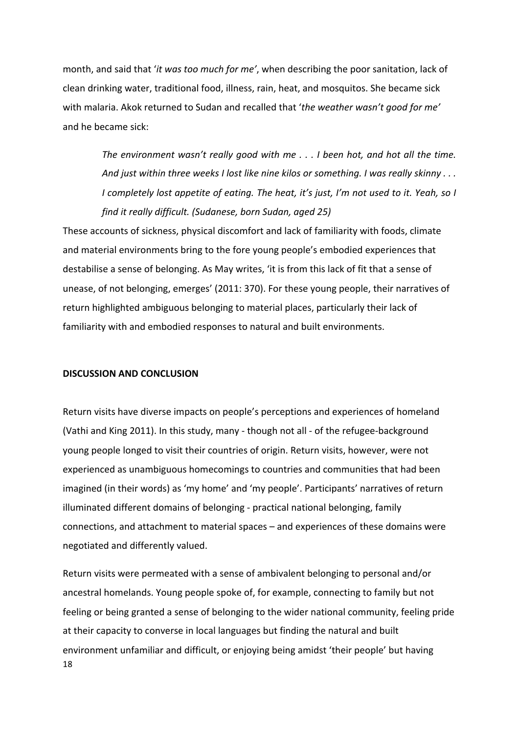month, and said that '*it was too much for me'*, when describing the poor sanitation, lack of clean drinking water, traditional food, illness, rain, heat, and mosquitos. She became sick with malaria. Akok returned to Sudan and recalled that '*the weather wasn't good for me'* and he became sick:

> *The environment wasn't really good with me . . . I been hot, and hot all the time. And just within three weeks I lost like nine kilos or something. I was really skinny . . . I completely lost appetite of eating. The heat, it's just, I'm not used to it. Yeah, so I find it really difficult. (Sudanese, born Sudan, aged 25)*

These accounts of sickness, physical discomfort and lack of familiarity with foods, climate and material environments bring to the fore young people's embodied experiences that destabilise a sense of belonging. As May writes, 'it is from this lack of fit that a sense of unease, of not belonging, emerges' (2011: 370). For these young people, their narratives of return highlighted ambiguous belonging to material places, particularly their lack of familiarity with and embodied responses to natural and built environments.

## DISCUSSION AND CONCLUSION

Return visits have diverse impacts on people's perceptions and experiences of homeland (Vathi and King 2011). In this study, many - though not all - of the refugee-background young people longed to visit their countries of origin. Return visits, however, were not experienced as unambiguous homecomings to countries and communities that had been imagined (in their words) as 'my home' and 'my people'. Participants' narratives of return illuminated different domains of belonging - practical national belonging, family connections, and attachment to material spaces – and experiences of these domains were negotiated and differently valued.

Return visits were permeated with a sense of ambivalent belonging to personal and/or ancestral homelands. Young people spoke of, for example, connecting to family but not feeling or being granted a sense of belonging to the wider national community, feeling pride at their capacity to converse in local languages but finding the natural and built environment unfamiliar and difficult, or enjoying being amidst 'their people' but having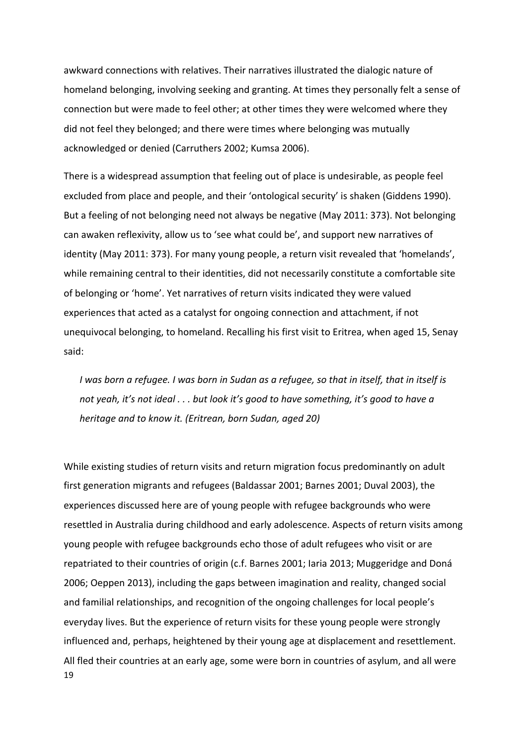awkward connections with relatives. Their narratives illustrated the dialogic nature of homeland belonging, involving seeking and granting. At times they personally felt a sense of connection but were made to feel other; at other times they were welcomed where they did not feel they belonged; and there were times where belonging was mutually acknowledged or denied (Carruthers 2002; Kumsa 2006).

There is a widespread assumption that feeling out of place is undesirable, as people feel excluded from place and people, and their 'ontological security' is shaken (Giddens 1990). But a feeling of not belonging need not always be negative (May 2011: 373). Not belonging can awaken reflexivity, allow us to 'see what could be', and support new narratives of identity (May 2011: 373). For many young people, a return visit revealed that 'homelands', while remaining central to their identities, did not necessarily constitute a comfortable site of belonging or 'home'. Yet narratives of return visits indicated they were valued experiences that acted as a catalyst for ongoing connection and attachment, if not unequivocal belonging, to homeland. Recalling his first visit to Eritrea, when aged 15, Senay said:

> *I was born a refugee. I was born in Sudan as a refugee, so that in itself, that in itself is not yeah, it's not ideal . . . but look it's good to have something, it's good to have a heritage and to know it. (Eritrean, born Sudan, aged 20)*

While existing studies of return visits and return migration focus predominantly on adult first generation migrants and refugees (Baldassar 2001; Barnes 2001; Duval 2003), the experiences discussed here are of young people with refugee backgrounds who were resettled in Australia during childhood and early adolescence. Aspects of return visits among young people with refugee backgrounds echo those of adult refugees who visit or are repatriated to their countries of origin (c.f. Barnes 2001; Iaria 2013; Muggeridge and Doná 2006; Oeppen 2013), including the gaps between imagination and reality, changed social and familial relationships, and recognition of the ongoing challenges for local people's everyday lives. But the experience of return visits for these young people were strongly influenced and, perhaps, heightened by their young age at displacement and resettlement. All fled their countries at an early age, some were born in countries of asylum, and all were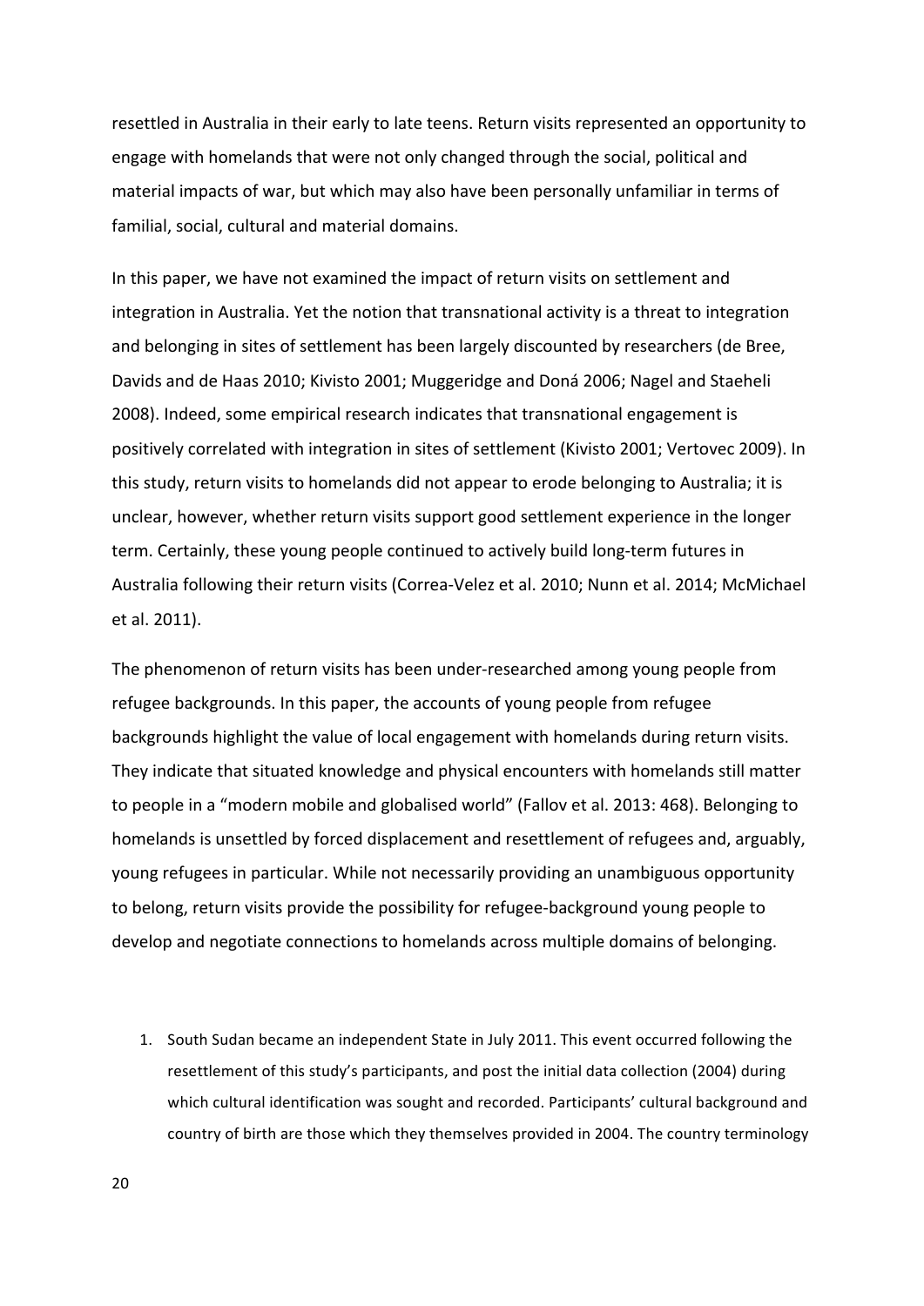resettled in Australia in their early to late teens. Return visits represented an opportunity to engage with homelands that were not only changed through the social, political and material impacts of war, but which may also have been personally unfamiliar in terms of familial, social, cultural and material domains.

In this paper, we have not examined the impact of return visits on settlement and integration in Australia. Yet the notion that transnational activity is a threat to integration and belonging in sites of settlement has been largely discounted by researchers (de Bree, Davids and de Haas 2010; Kivisto 2001; Muggeridge and Doná 2006; Nagel and Staeheli 2008). Indeed, some empirical research indicates that transnational engagement is positively correlated with integration in sites of settlement (Kivisto 2001; Vertovec 2009). In this study, return visits to homelands did not appear to erode belonging to Australia; it is unclear, however, whether return visits support good settlement experience in the longer term. Certainly, these young people continued to actively build long-term futures in Australia following their return visits (Correa-Velez et al. 2010; Nunn et al. 2014; McMichael et al. 2011).

The phenomenon of return visits has been under-researched among young people from refugee backgrounds. In this paper, the accounts of young people from refugee backgrounds highlight the value of local engagement with homelands during return visits. They indicate that situated knowledge and physical encounters with homelands still matter to people in a "modern mobile and globalised world" (Fallov et al. 2013: 468). Belonging to homelands is unsettled by forced displacement and resettlement of refugees and, arguably, young refugees in particular. While not necessarily providing an unambiguous opportunity to belong, return visits provide the possibility for refugee-background young people to develop and negotiate connections to homelands across multiple domains of belonging.

1. South Sudan became an independent State in July 2011. This event occurred following the resettlement of this study's participants, and post the initial data collection (2004) during which cultural identification was sought and recorded. Participants' cultural background and country of birth are those which they themselves provided in 2004. The country terminology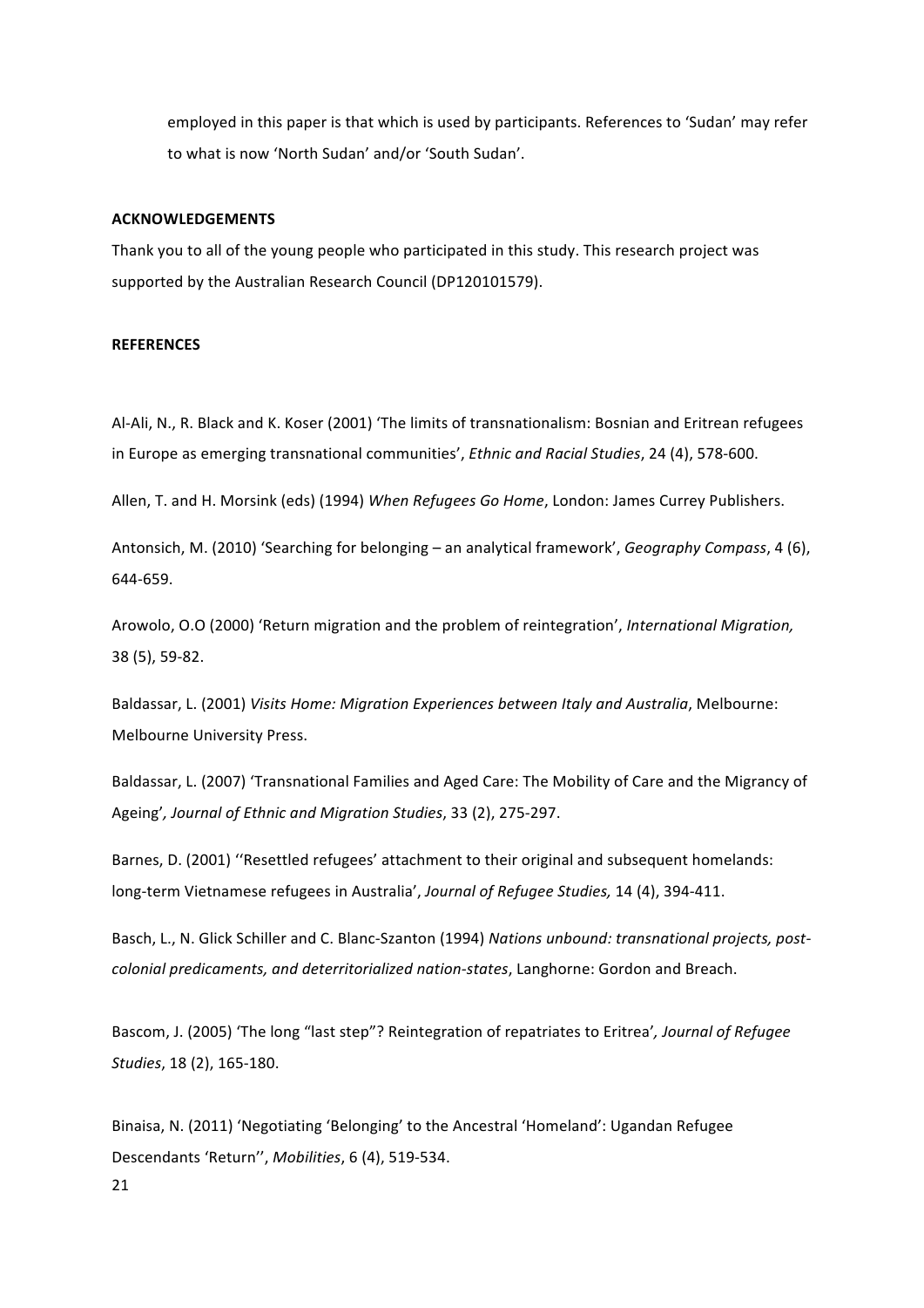employed in this paper is that which is used by participants. References to 'Sudan' may refer to what is now 'North Sudan' and/or 'South Sudan'.

**ACKNOWLEDGEMENTS**

Thank you to all of the young people who participated in this study. This research project was supported by the Australian Research Council (DP120101579).

**REFERENCES**

Al-Ali, N., R. Black and K. Koser (2001) 'The limits of transnationalism: Bosnian and Eritrean refugees in Europe as emerging transnational communities', *Ethnic and Racial Studies*, 24 (4), 578-600.

Allen, T. and H. Morsink (eds) (1994) *When Refugees Go Home*, London: James Currey Publishers.

Antonsich, M. (2010) 'Searching for belonging – an analytical framework', *Geography Compass*, 4 (6), 644-659.

Arowolo, O.O (2000) 'Return migration and the problem of reintegration', *International Migration,* 38 (5), 59-82.

Baldassar, L. (2001) *Visits Home: Migration Experiences between Italy and Australia*, Melbourne: Melbourne University Press.

Baldassar, L. (2007) 'Transnational Families and Aged Care: The Mobility of Care and the Migrancy of Ageing'*, Journal of Ethnic and Migration Studies*, 33 (2), 275-297.

Barnes, D. (2001) ''Resettled refugees' attachment to their original and subsequent homelands: long-term Vietnamese refugees in Australia', *Journal of Refugee Studies,* 14 (4), 394-411.

Basch, L., N. Glick Schiller and C. Blanc-Szanton (1994) *Nations unbound: transnational projects, post-colonial predicaments, and deterritorialized nation-states*, Langhorne: Gordon and Breach.

Bascom, J. (2005) 'The long "last step"? Reintegration of repatriates to Eritrea'*, Journal of Refugee Studies*, 18 (2), 165-180.

Binaisa, N. (2011) 'Negotiating 'Belonging' to the Ancestral 'Homeland': Ugandan Refugee Descendants 'Return'', *Mobilities*, 6 (4), 519-534.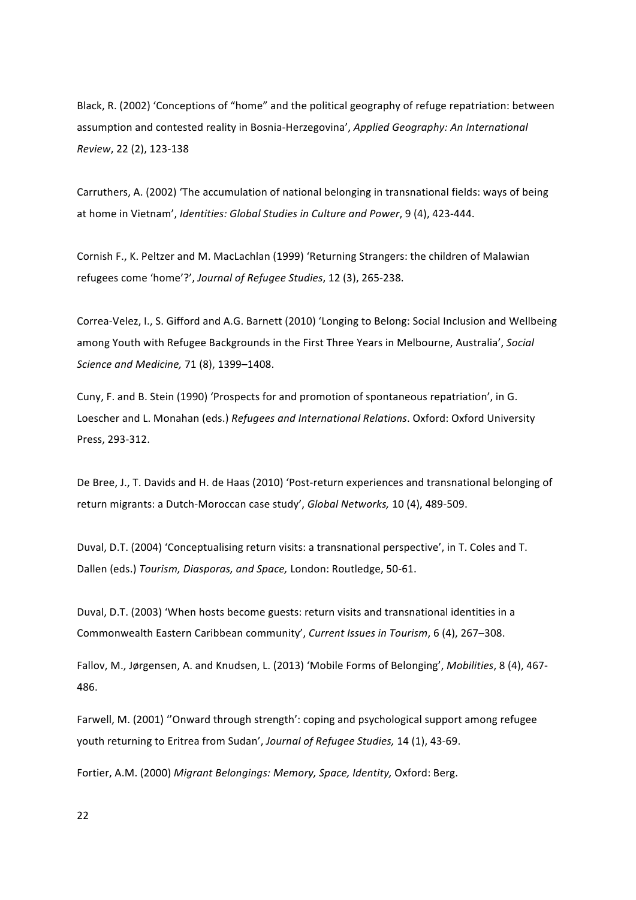Black, R. (2002) 'Conceptions of "home" and the political geography of refuge repatriation: between assumption and contested reality in Bosnia-Herzegovina', *Applied Geography: An International Review*, 22 (2), 123-138

Carruthers, A. (2002) 'The accumulation of national belonging in transnational fields: ways of being at home in Vietnam', *Identities: Global Studies in Culture and Power*, 9 (4), 423-444.

Cornish F., K. Peltzer and M. MacLachlan (1999) 'Returning Strangers: the children of Malawian refugees come 'home'?', *Journal of Refugee Studies*, 12 (3), 265-238.

Correa-Velez, I., S. Gifford and A.G. Barnett (2010) 'Longing to Belong: Social Inclusion and Wellbeing among Youth with Refugee Backgrounds in the First Three Years in Melbourne, Australia', *Social Science and Medicine,* 71 (8), 1399–1408.

Cuny, F. and B. Stein (1990) 'Prospects for and promotion of spontaneous repatriation', in G. Loescher and L. Monahan (eds.) *Refugees and International Relations*. Oxford: Oxford University Press, 293-312.

De Bree, J., T. Davids and H. de Haas (2010) 'Post-return experiences and transnational belonging of return migrants: a Dutch-Moroccan case study', *Global Networks,* 10 (4), 489-509.

Duval, D.T. (2004) 'Conceptualising return visits: a transnational perspective', in T. Coles and T. Dallen (eds.) *Tourism, Diasporas, and Space,* London: Routledge, 50-61.

Duval, D.T. (2003) 'When hosts become guests: return visits and transnational identities in a Commonwealth Eastern Caribbean community', *Current Issues in Tourism*, 6 (4), 267–308.

Fallov, M., Jørgensen, A. and Knudsen, L. (2013) 'Mobile Forms of Belonging', *Mobilities*, 8 (4), 467-486.

Farwell, M. (2001) ''Onward through strength': coping and psychological support among refugee youth returning to Eritrea from Sudan', *Journal of Refugee Studies,* 14 (1), 43-69.

Fortier, A.M. (2000) *Migrant Belongings: Memory, Space, Identity,* Oxford: Berg.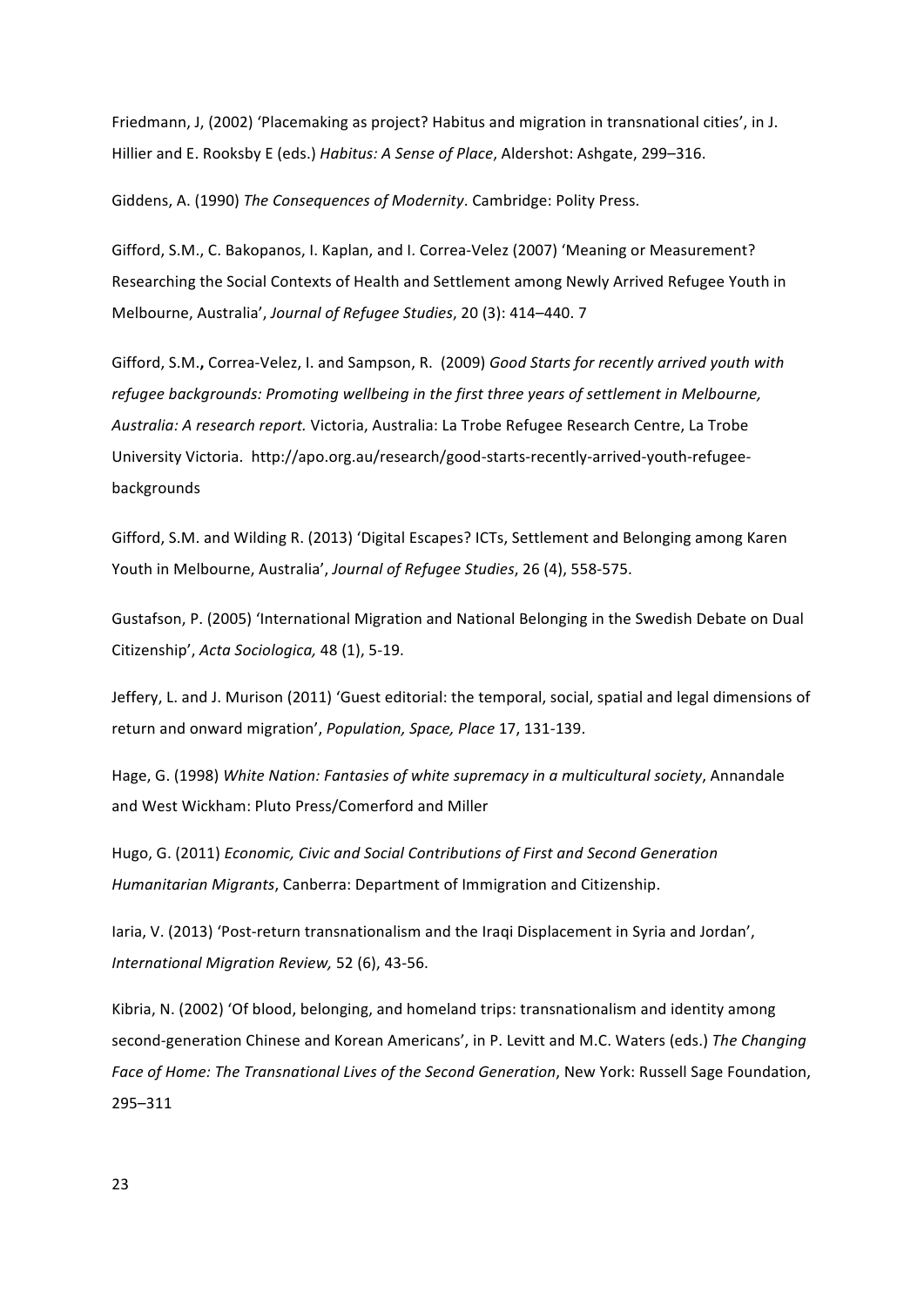Friedmann, J, (2002) 'Placemaking as project? Habitus and migration in transnational cities', in J. Hillier and E. Rooksby E (eds.) *Habitus: A Sense of Place*, Aldershot: Ashgate, 299–316.

Giddens, A. (1990) *The Consequences of Modernity*. Cambridge: Polity Press.

Gifford, S.M., C. Bakopanos, I. Kaplan, and I. Correa-Velez (2007) 'Meaning or Measurement? Researching the Social Contexts of Health and Settlement among Newly Arrived Refugee Youth in Melbourne, Australia', *Journal of Refugee Studies*, 20 (3): 414–440. 7

Gifford, S.M**.**, Correa-Velez, I. and Sampson, R. (2009) *Good Starts for recently arrived youth with refugee backgrounds: Promoting wellbeing in the first three years of settlement in Melbourne, Australia: A research report.* Victoria, Australia: La Trobe Refugee Research Centre, La Trobe University Victoria. http://apo.org.au/research/good-starts-recently-arrived-youth-refugee-backgrounds

Gifford, S.M. and Wilding R. (2013) 'Digital Escapes? ICTs, Settlement and Belonging among Karen Youth in Melbourne, Australia', *Journal of Refugee Studies*, 26 (4), 558-575.

Gustafson, P. (2005) 'International Migration and National Belonging in the Swedish Debate on Dual Citizenship', *Acta Sociologica,* 48 (1), 5-19.

Jeffery, L. and J. Murison (2011) 'Guest editorial: the temporal, social, spatial and legal dimensions of return and onward migration', *Population, Space, Place* 17, 131-139.

Hage, G. (1998) *White Nation: Fantasies of white supremacy in a multicultural society*, Annandale and West Wickham: Pluto Press/Comerford and Miller

Hugo, G. (2011) *Economic, Civic and Social Contributions of First and Second Generation Humanitarian Migrants*, Canberra: Department of Immigration and Citizenship.

Iaria, V. (2013) 'Post-return transnationalism and the Iraqi Displacement in Syria and Jordan', *International Migration Review,* 52 (6), 43-56.

Kibria, N. (2002) 'Of blood, belonging, and homeland trips: transnationalism and identity among second-generation Chinese and Korean Americans', in P. Levitt and M.C. Waters (eds.) *The Changing Face of Home: The Transnational Lives of the Second Generation*, New York: Russell Sage Foundation, 295–311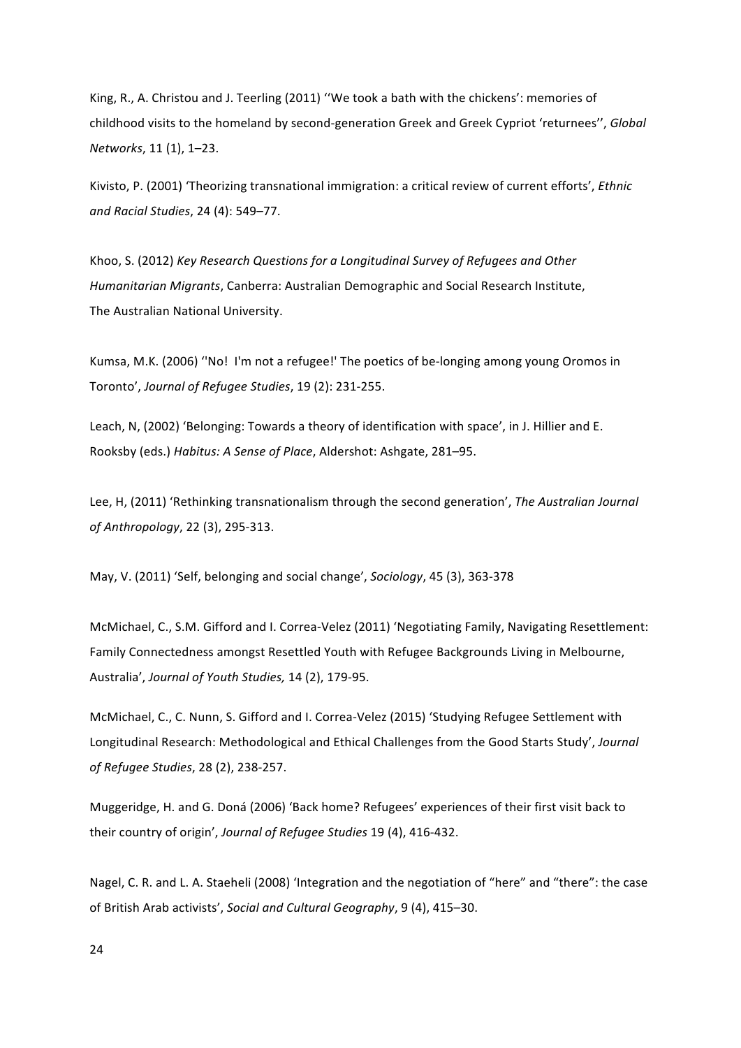King, R., A. Christou and J. Teerling (2011) ''We took a bath with the chickens': memories of childhood visits to the homeland by second-generation Greek and Greek Cypriot 'returnees'', *Global Networks*, 11 (1), 1–23.

Kivisto, P. (2001) 'Theorizing transnational immigration: a critical review of current efforts', *Ethnic and Racial Studies*, 24 (4): 549–77.

Khoo, S. (2012) *Key Research Questions for a Longitudinal Survey of Refugees and Other Humanitarian Migrants*, Canberra: Australian Demographic and Social Research Institute, The Australian National University.

Kumsa, M.K. (2006) ''No! I'm not a refugee!' The poetics of be-longing among young Oromos in Toronto', *Journal of Refugee Studies*, 19 (2): 231-255.

Leach, N, (2002) 'Belonging: Towards a theory of identification with space', in J. Hillier and E. Rooksby (eds.) *Habitus: A Sense of Place*, Aldershot: Ashgate, 281–95.

Lee, H, (2011) 'Rethinking transnationalism through the second generation', *The Australian Journal of Anthropology*, 22 (3), 295-313.

May, V. (2011) 'Self, belonging and social change', *Sociology*, 45 (3), 363-378

McMichael, C., S.M. Gifford and I. Correa-Velez (2011) 'Negotiating Family, Navigating Resettlement: Family Connectedness amongst Resettled Youth with Refugee Backgrounds Living in Melbourne, Australia', *Journal of Youth Studies,* 14 (2), 179-95.

McMichael, C., C. Nunn, S. Gifford and I. Correa-Velez (2015) 'Studying Refugee Settlement with Longitudinal Research: Methodological and Ethical Challenges from the Good Starts Study', *Journal of Refugee Studies*, 28 (2), 238-257.

Muggeridge, H. and G. Doná (2006) 'Back home? Refugees' experiences of their first visit back to their country of origin', *Journal of Refugee Studies* 19 (4), 416-432.

Nagel, C. R. and L. A. Staeheli (2008) 'Integration and the negotiation of "here" and "there": the case of British Arab activists', *Social and Cultural Geography*, 9 (4), 415–30.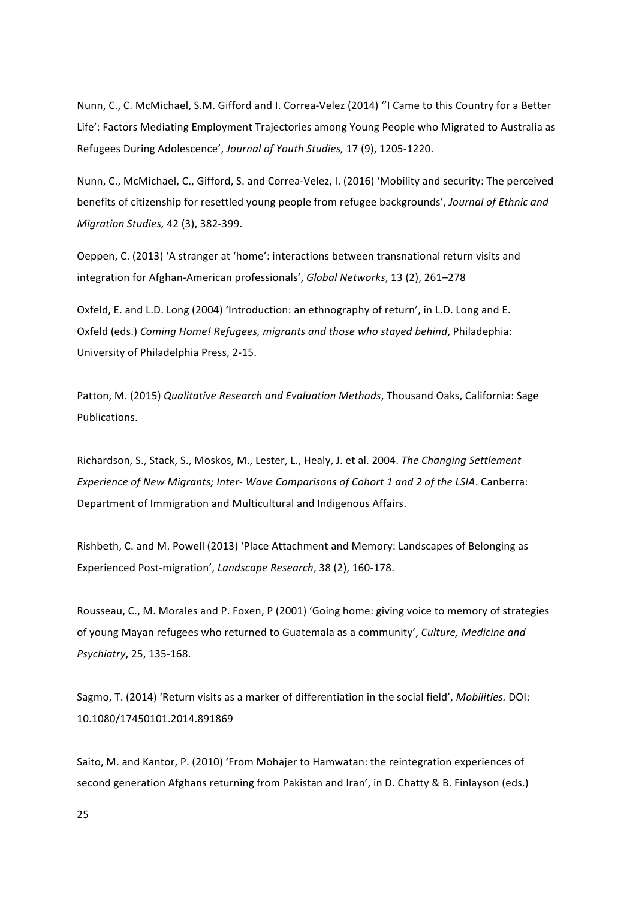Nunn, C., C. McMichael, S.M. Gifford and I. Correa-Velez (2014) ''I Came to this Country for a Better Life': Factors Mediating Employment Trajectories among Young People who Migrated to Australia as Refugees During Adolescence', *Journal of Youth Studies,* 17 (9), 1205-1220.

Nunn, C., McMichael, C., Gifford, S. and Correa-Velez, I. (2016) 'Mobility and security: The perceived benefits of citizenship for resettled young people from refugee backgrounds', *Journal of Ethnic and Migration Studies,* 42 (3), 382-399.

Oeppen, C. (2013) 'A stranger at 'home': interactions between transnational return visits and integration for Afghan-American professionals', *Global Networks*, 13 (2), 261–278

Oxfeld, E. and L.D. Long (2004) 'Introduction: an ethnography of return', in L.D. Long and E. Oxfeld (eds.) *Coming Home! Refugees, migrants and those who stayed behind*, Philadephia: University of Philadelphia Press, 2-15.

Patton, M. (2015) *Qualitative Research and Evaluation Methods*, Thousand Oaks, California: Sage Publications.

Richardson, S., Stack, S., Moskos, M., Lester, L., Healy, J. et al. 2004. *The Changing Settlement Experience of New Migrants; Inter- Wave Comparisons of Cohort 1 and 2 of the LSIA*. Canberra: Department of Immigration and Multicultural and Indigenous Affairs.

Rishbeth, C. and M. Powell (2013) 'Place Attachment and Memory: Landscapes of Belonging as Experienced Post-migration', *Landscape Research*, 38 (2), 160-178.

Rousseau, C., M. Morales and P. Foxen, P (2001) 'Going home: giving voice to memory of strategies of young Mayan refugees who returned to Guatemala as a community', *Culture, Medicine and Psychiatry*, 25, 135-168.

Sagmo, T. (2014) 'Return visits as a marker of differentiation in the social field', *Mobilities.* DOI: 10.1080/17450101.2014.891869

Saito, M. and Kantor, P. (2010) 'From Mohajer to Hamwatan: the reintegration experiences of second generation Afghans returning from Pakistan and Iran', in D. Chatty & B. Finlayson (eds.)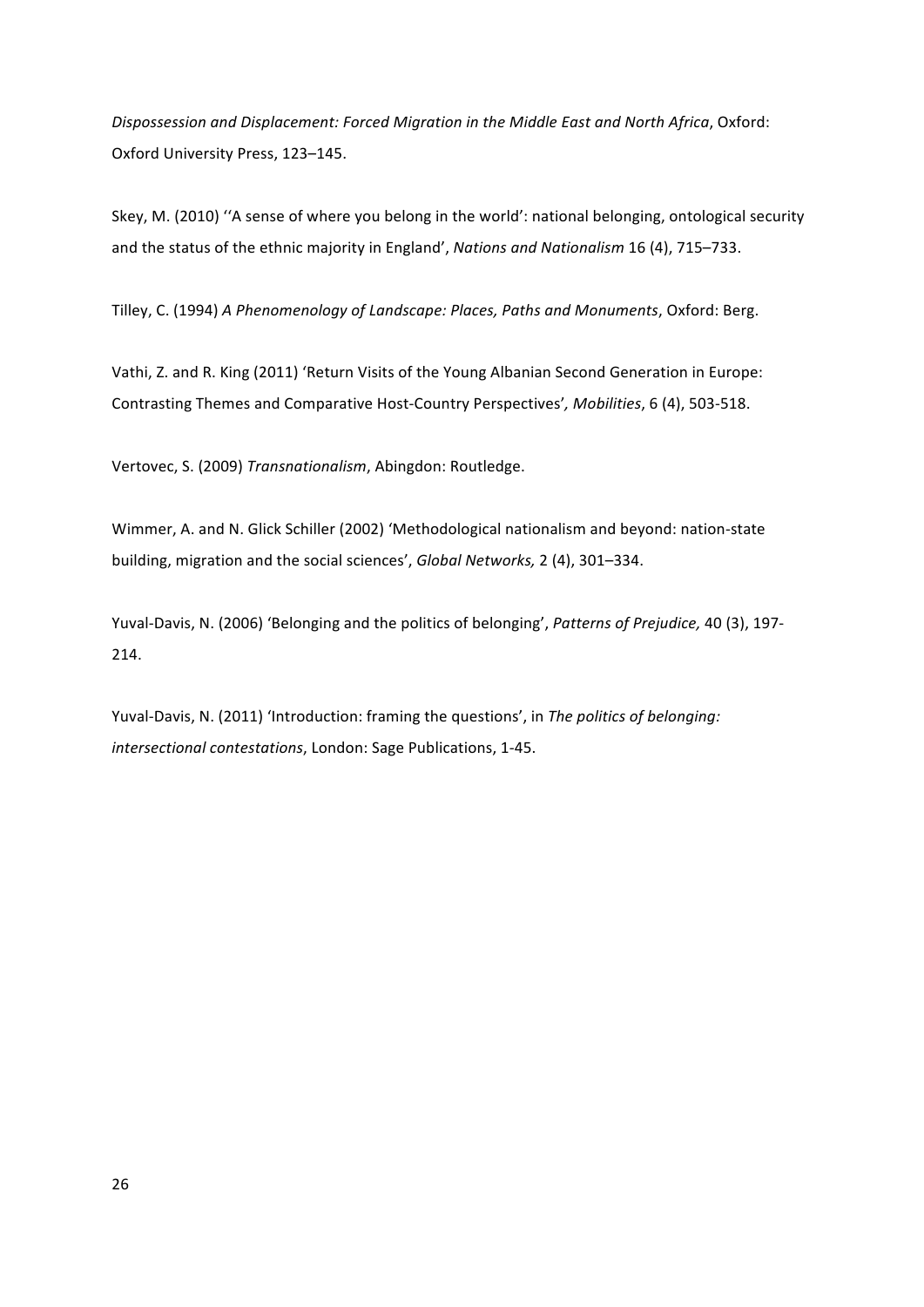*Dispossession and Displacement: Forced Migration in the Middle East and North Africa*, Oxford: Oxford University Press, 123–145.

Skey, M. (2010) ''A sense of where you belong in the world': national belonging, ontological security and the status of the ethnic majority in England', *Nations and Nationalism* 16 (4), 715–733.

Tilley, C. (1994) *A Phenomenology of Landscape: Places, Paths and Monuments*, Oxford: Berg.

Vathi, Z. and R. King (2011) 'Return Visits of the Young Albanian Second Generation in Europe: Contrasting Themes and Comparative Host-Country Perspectives', *Mobilities*, 6 (4), 503-518.

Vertovec, S. (2009) *Transnationalism*, Abingdon: Routledge.

Wimmer, A. and N. Glick Schiller (2002) 'Methodological nationalism and beyond: nation-state building, migration and the social sciences', *Global Networks,* 2 (4), 301–334.

Yuval-Davis, N. (2006) 'Belonging and the politics of belonging', *Patterns of Prejudice,* 40 (3), 197-214.

Yuval-Davis, N. (2011) 'Introduction: framing the questions', in *The politics of belonging: intersectional contestations*, London: Sage Publications, 1-45.